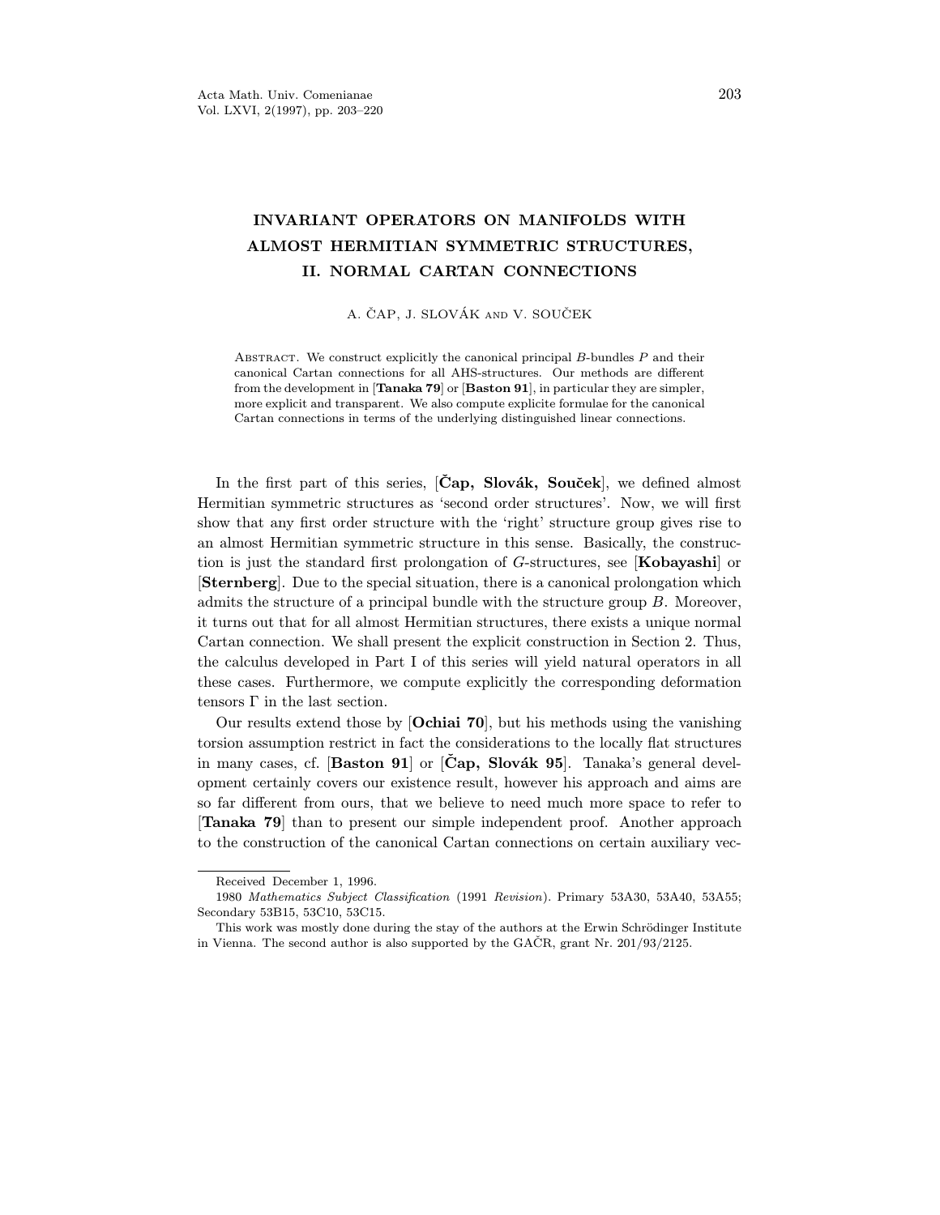# INVARIANT OPERATORS ON MANIFOLDS WITH ALMOST HERMITIAN SYMMETRIC STRUCTURES, II. NORMAL CARTAN CONNECTIONS

A. ČAP, J. SLOVÁK AND V. SOUČEK

Abstract. We construct explicitly the canonical principal $B$-bundles $P$ and their canonical Cartan connections for all AHS-structures. Our methods are different from the development in [**Tanaka 79**] or [**Baston 91**], in particular they are simpler, more explicit and transparent. We also compute explicite formulae for the canonical Cartan connections in terms of the underlying distinguished linear connections.

In the first part of this series, [**Čap, Slovák, Souček**], we defined almost Hermitian symmetric structures as 'second order structures'. Now, we will first show that any first order structure with the 'right' structure group gives rise to an almost Hermitian symmetric structure in this sense. Basically, the construction is just the standard first prolongation of $G$-structures, see [**Kobayashi**] or [**Sternberg**]. Due to the special situation, there is a canonical prolongation which admits the structure of a principal bundle with the structure group $B$. Moreover, it turns out that for all almost Hermitian structures, there exists a unique normal Cartan connection. We shall present the explicit construction in Section 2. Thus, the calculus developed in Part I of this series will yield natural operators in all these cases. Furthermore, we compute explicitly the corresponding deformation tensors $\Gamma$ in the last section.

Our results extend those by [**Ochiai 70**], but his methods using the vanishing torsion assumption restrict in fact the considerations to the locally flat structures in many cases, cf. [**Baston 91**] or [**Čap, Slovák 95**]. Tanaka's general development certainly covers our existence result, however his approach and aims are so far different from ours, that we believe to need much more space to refer to [**Tanaka 79**] than to present our simple independent proof. Another approach to the construction of the canonical Cartan connections on certain auxiliary vec-

Received December 1, 1996.

1980 *Mathematics Subject Classification* (1991 *Revision*). Primary 53A30, 53A40, 53A55; Secondary 53B15, 53C10, 53C15.

This work was mostly done during the stay of the authors at the Erwin Schrödinger Institute in Vienna. The second author is also supported by the GAČR, grant Nr. 201/93/2125.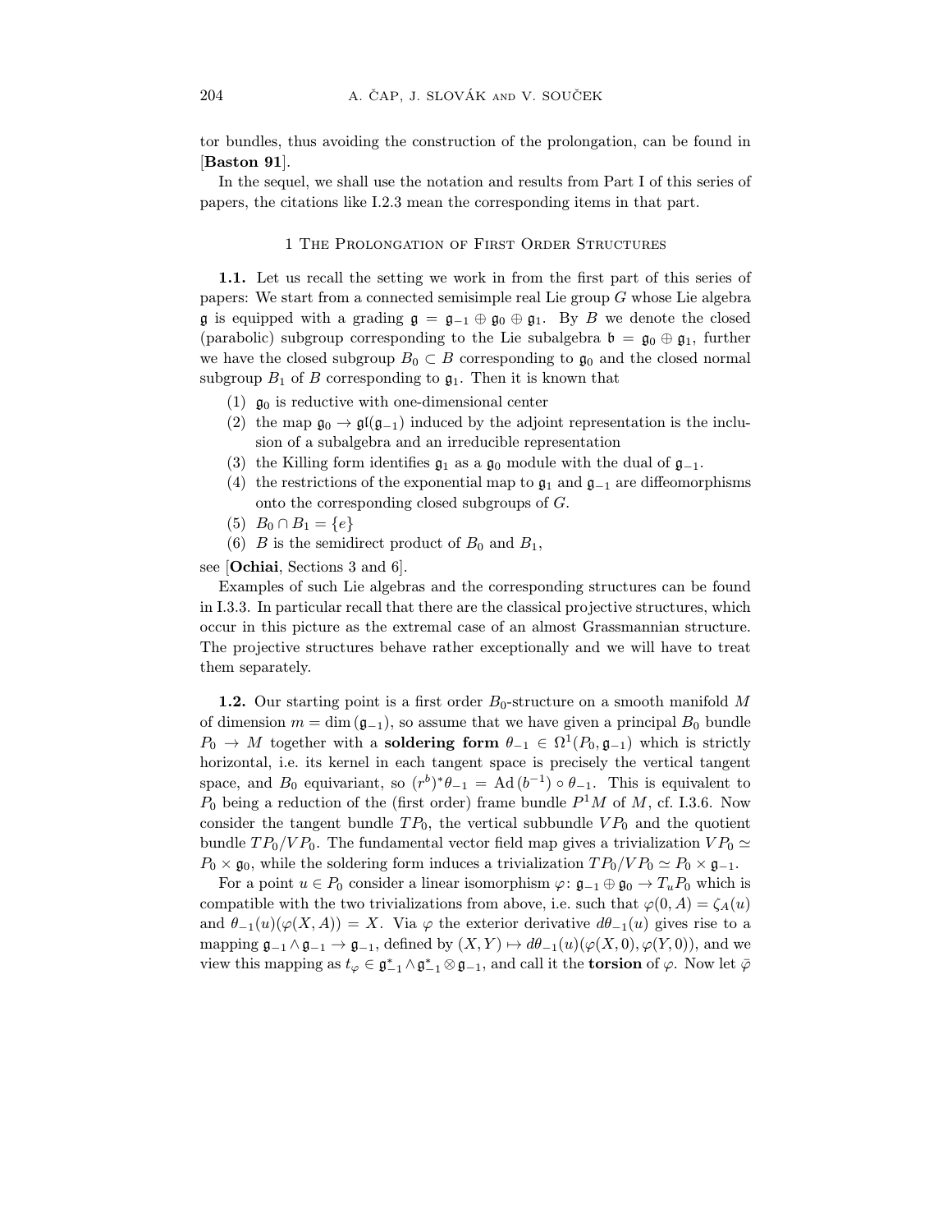tor bundles, thus avoiding the construction of the prolongation, can be found in [**Baston 91**].

In the sequel, we shall use the notation and results from Part I of this series of papers, the citations like I.2.3 mean the corresponding items in that part.

## 1 The Prolongation of First Order Structures

**1.1.** Let us recall the setting we work in from the first part of this series of papers: We start from a connected semisimple real Lie group $G$ whose Lie algebra $\mathfrak{g}$ is equipped with a grading $\mathfrak{g} = \mathfrak{g}_{-1} \oplus \mathfrak{g}_0 \oplus \mathfrak{g}_1$. By $B$ we denote the closed (parabolic) subgroup corresponding to the Lie subalgebra $\mathfrak{b} = \mathfrak{g}_0 \oplus \mathfrak{g}_1$, further we have the closed subgroup $B_0 \subset B$ corresponding to $\mathfrak{g}_0$ and the closed normal subgroup $B_1$ of $B$ corresponding to $\mathfrak{g}_1$. Then it is known that

1. $\mathfrak{g}_0$ is reductive with one-dimensional center
2. the map $\mathfrak{g}_0 \to \mathfrak{gl}(\mathfrak{g}_{-1})$ induced by the adjoint representation is the inclusion of a subalgebra and an irreducible representation
3. the Killing form identifies $\mathfrak{g}_1$ as a $\mathfrak{g}_0$ module with the dual of $\mathfrak{g}_{-1}$.
4. the restrictions of the exponential map to $\mathfrak{g}_1$ and $\mathfrak{g}_{-1}$ are diffeomorphisms onto the corresponding closed subgroups of $G$.
5. $B_0 \cap B_1 = \{e\}$
6. $B$ is the semidirect product of $B_0$ and $B_1$,

see [**Ochiai**, Sections 3 and 6].

Examples of such Lie algebras and the corresponding structures can be found in I.3.3. In particular recall that there are the classical projective structures, which occur in this picture as the extremal case of an almost Grassmannian structure. The projective structures behave rather exceptionally and we will have to treat them separately.

**1.2.** Our starting point is a first order $B_0$-structure on a smooth manifold $M$ of dimension $m = \dim(\mathfrak{g}_{-1})$, so assume that we have given a principal $B_0$ bundle $P_0 \to M$ together with a **soldering form** $\theta_{-1} \in \Omega^1(P_0, \mathfrak{g}_{-1})$ which is strictly horizontal, i.e. its kernel in each tangent space is precisely the vertical tangent space, and $B_0$ equivariant, so $(r^b)^*\theta_{-1} = \mathrm{Ad}(b^{-1}) \circ \theta_{-1}$. This is equivalent to $P_0$ being a reduction of the (first order) frame bundle $P^1M$ of $M$, cf. I.3.6. Now consider the tangent bundle $TP_0$, the vertical subbundle $VP_0$ and the quotient bundle $TP_0/VP_0$. The fundamental vector field map gives a trivialization $VP_0 \simeq P_0 \times \mathfrak{g}_0$, while the soldering form induces a trivialization $TP_0/VP_0 \simeq P_0 \times \mathfrak{g}_{-1}$.

For a point $u \in P_0$ consider a linear isomorphism $\varphi\colon \mathfrak{g}_{-1} \oplus \mathfrak{g}_0 \to T_uP_0$ which is compatible with the two trivializations from above, i.e. such that $\varphi(0, A) = \zeta_A(u)$ and $\theta_{-1}(u)(\varphi(X, A)) = X$. Via $\varphi$ the exterior derivative $d\theta_{-1}(u)$ gives rise to a mapping $\mathfrak{g}_{-1} \wedge \mathfrak{g}_{-1} \to \mathfrak{g}_{-1}$, defined by $(X, Y) \mapsto d\theta_{-1}(u)(\varphi(X, 0), \varphi(Y, 0))$, and we view this mapping as $t_\varphi \in \mathfrak{g}^*_{-1} \wedge \mathfrak{g}^*_{-1} \otimes \mathfrak{g}_{-1}$, and call it the **torsion** of $\varphi$. Now let $\bar{\varphi}$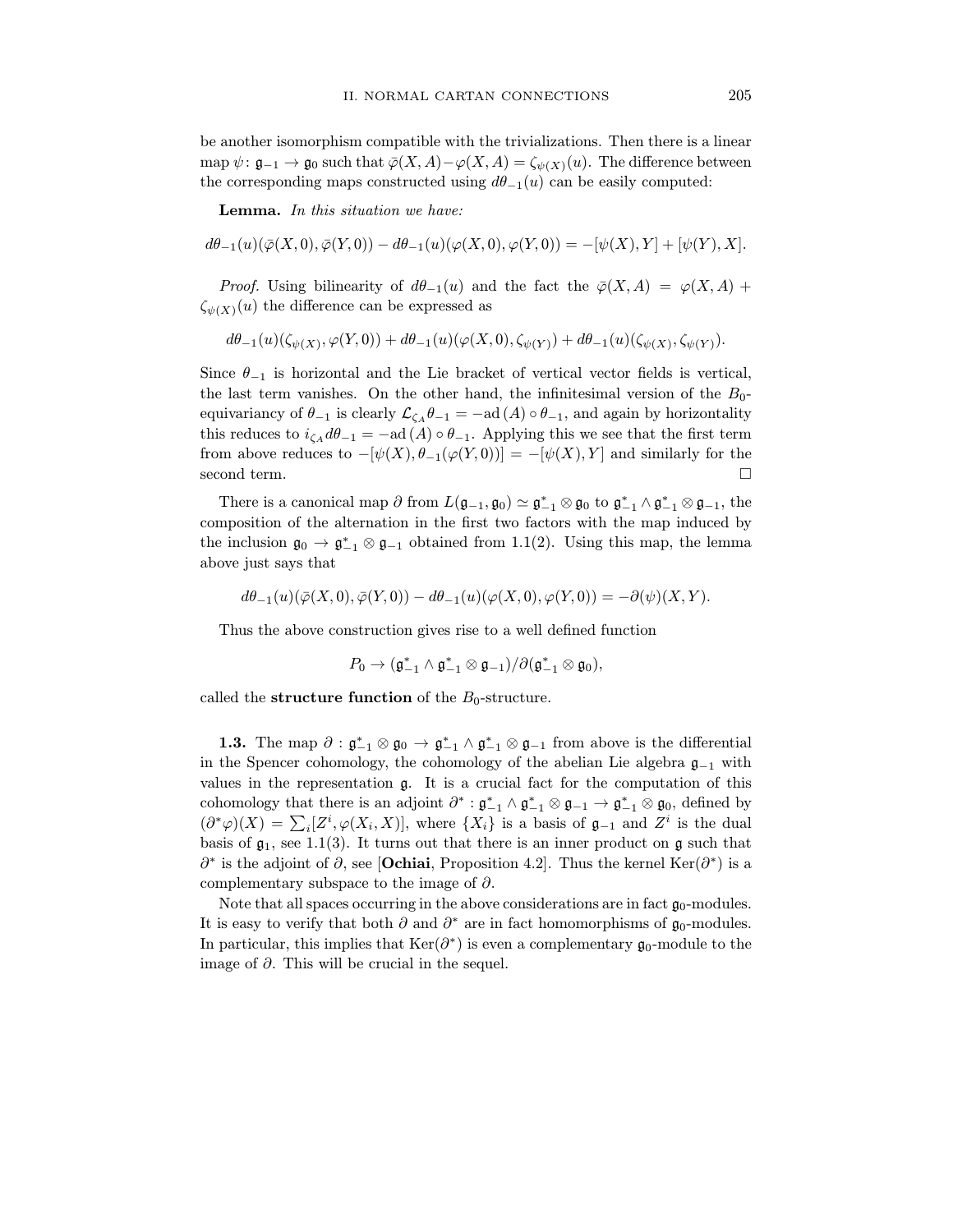be another isomorphism compatible with the trivializations. Then there is a linear map $\psi\colon \mathfrak{g}_{-1} \to \mathfrak{g}_0$ such that $\bar{\varphi}(X, A) - \varphi(X, A) = \zeta_{\psi(X)}(u)$. The difference between the corresponding maps constructed using $d\theta_{-1}(u)$ can be easily computed:

**Lemma.** *In this situation we have:*

$$d\theta_{-1}(u)(\bar{\varphi}(X, 0), \bar{\varphi}(Y, 0)) - d\theta_{-1}(u)(\varphi(X, 0), \varphi(Y, 0)) = -[\psi(X), Y] + [\psi(Y), X].$$

*Proof.* Using bilinearity of $d\theta_{-1}(u)$ and the fact the $\bar{\varphi}(X, A) = \varphi(X, A) + \zeta_{\psi(X)}(u)$ the difference can be expressed as

$$d\theta_{-1}(u)(\zeta_{\psi(X)}, \varphi(Y, 0)) + d\theta_{-1}(u)(\varphi(X, 0), \zeta_{\psi(Y)}) + d\theta_{-1}(u)(\zeta_{\psi(X)}, \zeta_{\psi(Y)}).$$

Since $\theta_{-1}$ is horizontal and the Lie bracket of vertical vector fields is vertical, the last term vanishes. On the other hand, the infinitesimal version of the $B_0$-equivariancy of $\theta_{-1}$ is clearly $\mathcal{L}_{\zeta_A}\theta_{-1} = -\mathrm{ad}\,(A) \circ \theta_{-1}$, and again by horizontality this reduces to $i_{\zeta_A} d\theta_{-1} = -\mathrm{ad}\,(A) \circ \theta_{-1}$. Applying this we see that the first term from above reduces to $-[\psi(X), \theta_{-1}(\varphi(Y, 0))] = -[\psi(X), Y]$ and similarly for the second term. $\square$

There is a canonical map $\partial$ from $L(\mathfrak{g}_{-1}, \mathfrak{g}_0) \simeq \mathfrak{g}_{-1}^* \otimes \mathfrak{g}_0$ to $\mathfrak{g}_{-1}^* \wedge \mathfrak{g}_{-1}^* \otimes \mathfrak{g}_{-1}$, the composition of the alternation in the first two factors with the map induced by the inclusion $\mathfrak{g}_0 \to \mathfrak{g}_{-1}^* \otimes \mathfrak{g}_{-1}$ obtained from 1.1(2). Using this map, the lemma above just says that

$$d\theta_{-1}(u)(\bar{\varphi}(X, 0), \bar{\varphi}(Y, 0)) - d\theta_{-1}(u)(\varphi(X, 0), \varphi(Y, 0)) = -\partial(\psi)(X, Y).$$

Thus the above construction gives rise to a well defined function

$$P_0 \to (\mathfrak{g}_{-1}^* \wedge \mathfrak{g}_{-1}^* \otimes \mathfrak{g}_{-1})/\partial(\mathfrak{g}_{-1}^* \otimes \mathfrak{g}_0),$$

called the **structure function** of the $B_0$-structure.

**1.3.** The map $\partial : \mathfrak{g}_{-1}^* \otimes \mathfrak{g}_0 \to \mathfrak{g}_{-1}^* \wedge \mathfrak{g}_{-1}^* \otimes \mathfrak{g}_{-1}$ from above is the differential in the Spencer cohomology, the cohomology of the abelian Lie algebra $\mathfrak{g}_{-1}$ with values in the representation $\mathfrak{g}$. It is a crucial fact for the computation of this cohomology that there is an adjoint $\partial^* : \mathfrak{g}_{-1}^* \wedge \mathfrak{g}_{-1}^* \otimes \mathfrak{g}_{-1} \to \mathfrak{g}_{-1}^* \otimes \mathfrak{g}_0$, defined by $(\partial^*\varphi)(X) = \sum_i [Z^i, \varphi(X_i, X)]$, where $\{X_i\}$ is a basis of $\mathfrak{g}_{-1}$ and $Z^i$ is the dual basis of $\mathfrak{g}_1$, see 1.1(3). It turns out that there is an inner product on $\mathfrak{g}$ such that $\partial^*$ is the adjoint of $\partial$, see [**Ochiai**, Proposition 4.2]. Thus the kernel $\mathrm{Ker}(\partial^*)$ is a complementary subspace to the image of $\partial$.

Note that all spaces occurring in the above considerations are in fact $\mathfrak{g}_0$-modules. It is easy to verify that both $\partial$ and $\partial^*$ are in fact homomorphisms of $\mathfrak{g}_0$-modules. In particular, this implies that $\mathrm{Ker}(\partial^*)$ is even a complementary $\mathfrak{g}_0$-module to the image of $\partial$. This will be crucial in the sequel.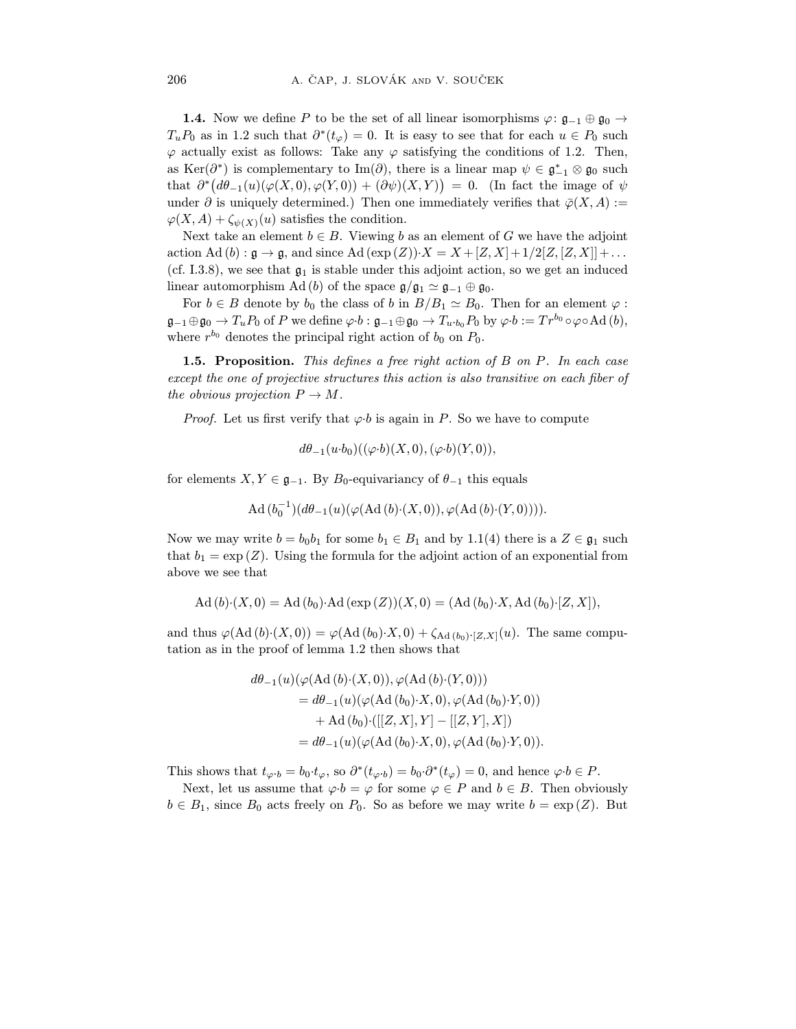**1.4.** Now we define $P$ to be the set of all linear isomorphisms $\varphi\colon \mathfrak{g}_{-1} \oplus \mathfrak{g}_0 \to T_uP_0$ as in 1.2 such that $\partial^*(t_\varphi) = 0$. It is easy to see that for each $u \in P_0$ such $\varphi$ actually exist as follows: Take any $\varphi$ satisfying the conditions of 1.2. Then, as $\operatorname{Ker}(\partial^*)$ is complementary to $\operatorname{Im}(\partial)$, there is a linear map $\psi \in \mathfrak{g}^*_{-1} \otimes \mathfrak{g}_0$ such that $\partial^*\big(d\theta_{-1}(u)(\varphi(X,0),\varphi(Y,0)) + (\partial\psi)(X,Y)\big) = 0$. (In fact the image of $\psi$ under $\partial$ is uniquely determined.) Then one immediately verifies that $\bar{\varphi}(X,A) := \varphi(X,A) + \zeta_{\psi(X)}(u)$ satisfies the condition.

Next take an element $b \in B$. Viewing $b$ as an element of $G$ we have the adjoint action $\operatorname{Ad}(b) : \mathfrak{g} \to \mathfrak{g}$, and since $\operatorname{Ad}(\exp(Z)){\cdot}X = X + [Z,X] + 1/2[Z,[Z,X]] + \dots$ (cf. I.3.8), we see that $\mathfrak{g}_1$ is stable under this adjoint action, so we get an induced linear automorphism $\operatorname{Ad}(b)$ of the space $\mathfrak{g}/\mathfrak{g}_1 \simeq \mathfrak{g}_{-1} \oplus \mathfrak{g}_0$.

For $b \in B$ denote by $b_0$ the class of $b$ in $B/B_1 \simeq B_0$. Then for an element $\varphi : \mathfrak{g}_{-1} \oplus \mathfrak{g}_0 \to T_uP_0$ of $P$ we define $\varphi{\cdot}b : \mathfrak{g}_{-1} \oplus \mathfrak{g}_0 \to T_{u\cdot b_0}P_0$ by $\varphi{\cdot}b := Tr^{b_0} \circ \varphi \circ \operatorname{Ad}(b)$, where $r^{b_0}$ denotes the principal right action of $b_0$ on $P_0$.

**1.5. Proposition.** *This defines a free right action of $B$ on $P$. In each case except the one of projective structures this action is also transitive on each fiber of the obvious projection $P \to M$.*

*Proof.* Let us first verify that $\varphi{\cdot}b$ is again in $P$. So we have to compute

$$d\theta_{-1}(u{\cdot}b_0)((\varphi{\cdot}b)(X,0),(\varphi{\cdot}b)(Y,0)),$$

for elements $X, Y \in \mathfrak{g}_{-1}$. By $B_0$-equivariancy of $\theta_{-1}$ this equals

$$\operatorname{Ad}(b_0^{-1})(d\theta_{-1}(u)(\varphi(\operatorname{Ad}(b){\cdot}(X,0)),\varphi(\operatorname{Ad}(b){\cdot}(Y,0)))).$$

Now we may write $b = b_0b_1$ for some $b_1 \in B_1$ and by 1.1(4) there is a $Z \in \mathfrak{g}_1$ such that $b_1 = \exp(Z)$. Using the formula for the adjoint action of an exponential from above we see that

$$\operatorname{Ad}(b){\cdot}(X,0) = \operatorname{Ad}(b_0){\cdot}\operatorname{Ad}(\exp(Z))(X,0) = (\operatorname{Ad}(b_0){\cdot}X, \operatorname{Ad}(b_0){\cdot}[Z,X]),$$

and thus $\varphi(\operatorname{Ad}(b){\cdot}(X,0)) = \varphi(\operatorname{Ad}(b_0){\cdot}X,0) + \zeta_{\operatorname{Ad}(b_0)\cdot[Z,X]}(u)$. The same computation as in the proof of lemma 1.2 then shows that

$$\begin{aligned}
d\theta_{-1}(u)&(\varphi(\operatorname{Ad}(b){\cdot}(X,0)),\varphi(\operatorname{Ad}(b){\cdot}(Y,0))) \\
&= d\theta_{-1}(u)(\varphi(\operatorname{Ad}(b_0){\cdot}X,0),\varphi(\operatorname{Ad}(b_0){\cdot}Y,0)) \\
&\quad + \operatorname{Ad}(b_0){\cdot}([[Z,X],Y] - [[Z,Y],X]) \\
&= d\theta_{-1}(u)(\varphi(\operatorname{Ad}(b_0){\cdot}X,0),\varphi(\operatorname{Ad}(b_0){\cdot}Y,0)).
\end{aligned}$$

This shows that $t_{\varphi\cdot b} = b_0{\cdot}t_\varphi$, so $\partial^*(t_{\varphi\cdot b}) = b_0{\cdot}\partial^*(t_\varphi) = 0$, and hence $\varphi{\cdot}b \in P$.

Next, let us assume that $\varphi{\cdot}b = \varphi$ for some $\varphi \in P$ and $b \in B$. Then obviously $b \in B_1$, since $B_0$ acts freely on $P_0$. So as before we may write $b = \exp(Z)$. But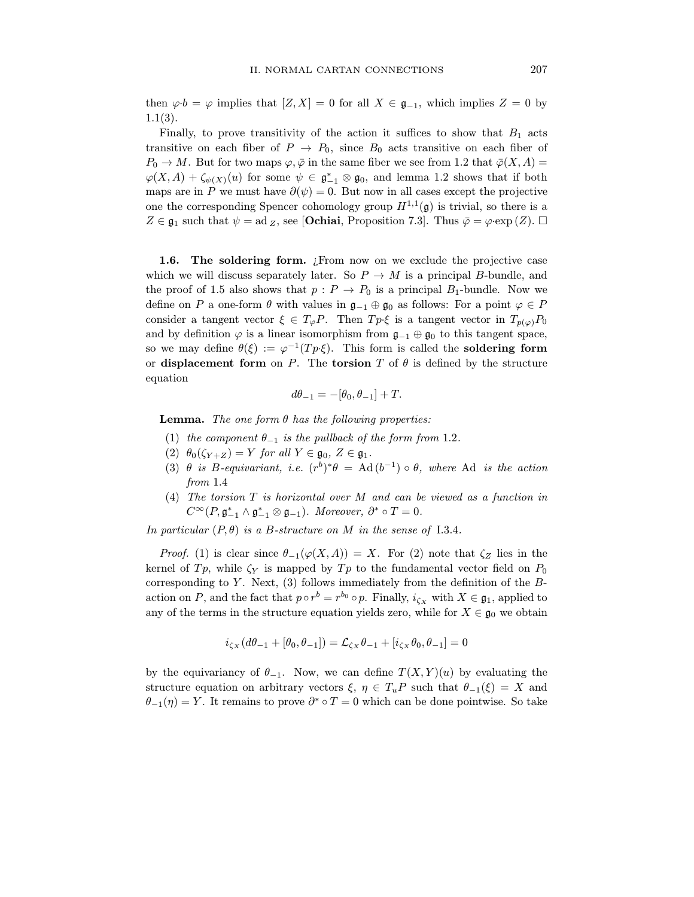then $\varphi \cdot b = \varphi$ implies that $[Z, X] = 0$ for all $X \in \mathfrak{g}_{-1}$, which implies $Z = 0$ by 1.1(3).

Finally, to prove transitivity of the action it suffices to show that $B_1$ acts transitive on each fiber of $P \to P_0$, since $B_0$ acts transitive on each fiber of $P_0 \to M$. But for two maps $\varphi, \bar{\varphi}$ in the same fiber we see from 1.2 that $\bar{\varphi}(X, A) = \varphi(X, A) + \zeta_{\psi(X)}(u)$ for some $\psi \in \mathfrak{g}_{-1}^* \otimes \mathfrak{g}_0$, and lemma 1.2 shows that if both maps are in $P$ we must have $\partial(\psi) = 0$. But now in all cases except the projective one the corresponding Spencer cohomology group $H^{1,1}(\mathfrak{g})$ is trivial, so there is a $Z \in \mathfrak{g}_1$ such that $\psi = \operatorname{ad}_Z$, see [**Ochiai**, Proposition 7.3]. Thus $\bar{\varphi} = \varphi \cdot \exp(Z)$. □

**1.6. The soldering form.** ¿From now on we exclude the projective case which we will discuss separately later. So $P \to M$ is a principal $B$-bundle, and the proof of 1.5 also shows that $p : P \to P_0$ is a principal $B_1$-bundle. Now we define on $P$ a one-form $\theta$ with values in $\mathfrak{g}_{-1} \oplus \mathfrak{g}_0$ as follows: For a point $\varphi \in P$ consider a tangent vector $\xi \in T_\varphi P$. Then $Tp \cdot \xi$ is a tangent vector in $T_{p(\varphi)} P_0$ and by definition $\varphi$ is a linear isomorphism from $\mathfrak{g}_{-1} \oplus \mathfrak{g}_0$ to this tangent space, so we may define $\theta(\xi) := \varphi^{-1}(Tp \cdot \xi)$. This form is called the **soldering form** or **displacement form** on $P$. The **torsion** $T$ of $\theta$ is defined by the structure equation

$$d\theta_{-1} = -[\theta_0, \theta_{-1}] + T.$$

**Lemma.** *The one form $\theta$ has the following properties:*

1. *the component $\theta_{-1}$ is the pullback of the form from* 1.2.
2. *$\theta_0(\zeta_{Y+Z}) = Y$ for all $Y \in \mathfrak{g}_0$, $Z \in \mathfrak{g}_1$.*
3. *$\theta$ is $B$-equivariant, i.e. $(r^b)^* \theta = \operatorname{Ad}(b^{-1}) \circ \theta$, where $\operatorname{Ad}$ is the action from* 1.4
4. *The torsion $T$ is horizontal over $M$ and can be viewed as a function in $C^\infty(P, \mathfrak{g}_{-1}^* \wedge \mathfrak{g}_{-1}^* \otimes \mathfrak{g}_{-1})$. Moreover, $\partial^* \circ T = 0$.*

*In particular $(P, \theta)$ is a $B$-structure on $M$ in the sense of* I.3.4.

*Proof.* (1) is clear since $\theta_{-1}(\varphi(X, A)) = X$. For (2) note that $\zeta_Z$ lies in the kernel of $Tp$, while $\zeta_Y$ is mapped by $Tp$ to the fundamental vector field on $P_0$ corresponding to $Y$. Next, (3) follows immediately from the definition of the $B$-action on $P$, and the fact that $p \circ r^b = r^{b_0} \circ p$. Finally, $i_{\zeta_X}$ with $X \in \mathfrak{g}_1$, applied to any of the terms in the structure equation yields zero, while for $X \in \mathfrak{g}_0$ we obtain

$$i_{\zeta_X}(d\theta_{-1} + [\theta_0, \theta_{-1}]) = \mathcal{L}_{\zeta_X} \theta_{-1} + [i_{\zeta_X} \theta_0, \theta_{-1}] = 0$$

by the equivariancy of $\theta_{-1}$. Now, we can define $T(X, Y)(u)$ by evaluating the structure equation on arbitrary vectors $\xi$, $\eta \in T_u P$ such that $\theta_{-1}(\xi) = X$ and $\theta_{-1}(\eta) = Y$. It remains to prove $\partial^* \circ T = 0$ which can be done pointwise. So take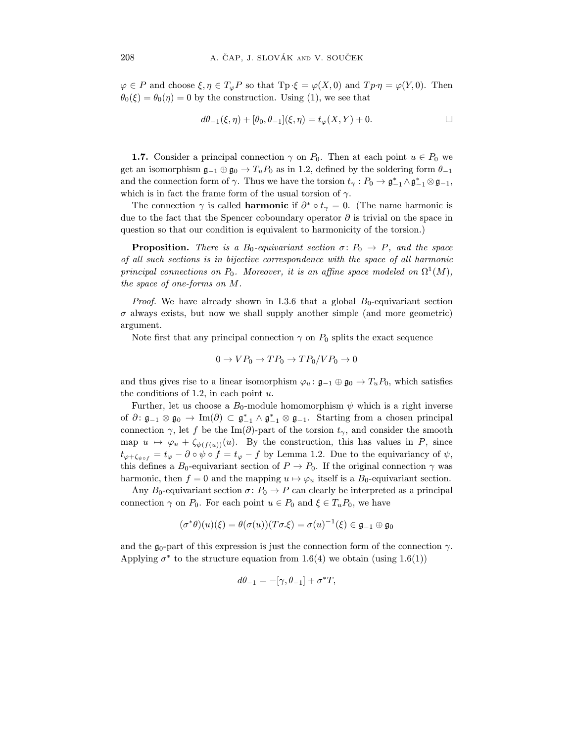$\varphi \in P$ and choose $\xi, \eta \in T_\varphi P$ so that $\mathrm{Tp}\cdot\xi = \varphi(X,0)$ and $Tp\cdot\eta = \varphi(Y,0)$. Then $\theta_0(\xi) = \theta_0(\eta) = 0$ by the construction. Using (1), we see that

$$d\theta_{-1}(\xi,\eta) + [\theta_0, \theta_{-1}](\xi,\eta) = t_\varphi(X,Y) + 0. \qquad \square$$

**1.7.** Consider a principal connection $\gamma$ on $P_0$. Then at each point $u \in P_0$ we get an isomorphism $\mathfrak{g}_{-1} \oplus \mathfrak{g}_0 \to T_u P_0$ as in 1.2, defined by the soldering form $\theta_{-1}$ and the connection form of $\gamma$. Thus we have the torsion $t_\gamma : P_0 \to \mathfrak{g}^*_{-1} \wedge \mathfrak{g}^*_{-1} \otimes \mathfrak{g}_{-1}$, which is in fact the frame form of the usual torsion of $\gamma$.

The connection $\gamma$ is called **harmonic** if $\partial^* \circ t_\gamma = 0$. (The name harmonic is due to the fact that the Spencer coboundary operator $\partial$ is trivial on the space in question so that our condition is equivalent to harmonicity of the torsion.)

**Proposition.** *There is a $B_0$-equivariant section $\sigma\colon P_0 \to P$, and the space of all such sections is in bijective correspondence with the space of all harmonic principal connections on $P_0$. Moreover, it is an affine space modeled on $\Omega^1(M)$, the space of one-forms on $M$.*

*Proof.* We have already shown in I.3.6 that a global $B_0$-equivariant section $\sigma$ always exists, but now we shall supply another simple (and more geometric) argument.

Note first that any principal connection $\gamma$ on $P_0$ splits the exact sequence

$$0 \to VP_0 \to TP_0 \to TP_0/VP_0 \to 0$$

and thus gives rise to a linear isomorphism $\varphi_u\colon \mathfrak{g}_{-1} \oplus \mathfrak{g}_0 \to T_u P_0$, which satisfies the conditions of 1.2, in each point $u$.

Further, let us choose a $B_0$-module homomorphism $\psi$ which is a right inverse of $\partial\colon \mathfrak{g}_{-1} \otimes \mathfrak{g}_0 \to \mathrm{Im}(\partial) \subset \mathfrak{g}^*_{-1} \wedge \mathfrak{g}^*_{-1} \otimes \mathfrak{g}_{-1}$. Starting from a chosen principal connection $\gamma$, let $f$ be the $\mathrm{Im}(\partial)$-part of the torsion $t_\gamma$, and consider the smooth map $u \mapsto \varphi_u + \zeta_{\psi(f(u))}(u)$. By the construction, this has values in $P$, since $t_{\varphi + \zeta_{\psi\circ f}} = t_\varphi - \partial \circ \psi \circ f = t_\varphi - f$ by Lemma 1.2. Due to the equivariancy of $\psi$, this defines a $B_0$-equivariant section of $P \to P_0$. If the original connection $\gamma$ was harmonic, then $f = 0$ and the mapping $u \mapsto \varphi_u$ itself is a $B_0$-equivariant section.

Any $B_0$-equivariant section $\sigma\colon P_0 \to P$ can clearly be interpreted as a principal connection $\gamma$ on $P_0$. For each point $u \in P_0$ and $\xi \in T_u P_0$, we have

$$(\sigma^*\theta)(u)(\xi) = \theta(\sigma(u))(T\sigma.\xi) = \sigma(u)^{-1}(\xi) \in \mathfrak{g}_{-1} \oplus \mathfrak{g}_0$$

and the $\mathfrak{g}_0$-part of this expression is just the connection form of the connection $\gamma$. Applying $\sigma^*$ to the structure equation from 1.6(4) we obtain (using 1.6(1))

$$d\theta_{-1} = -[\gamma, \theta_{-1}] + \sigma^* T,$$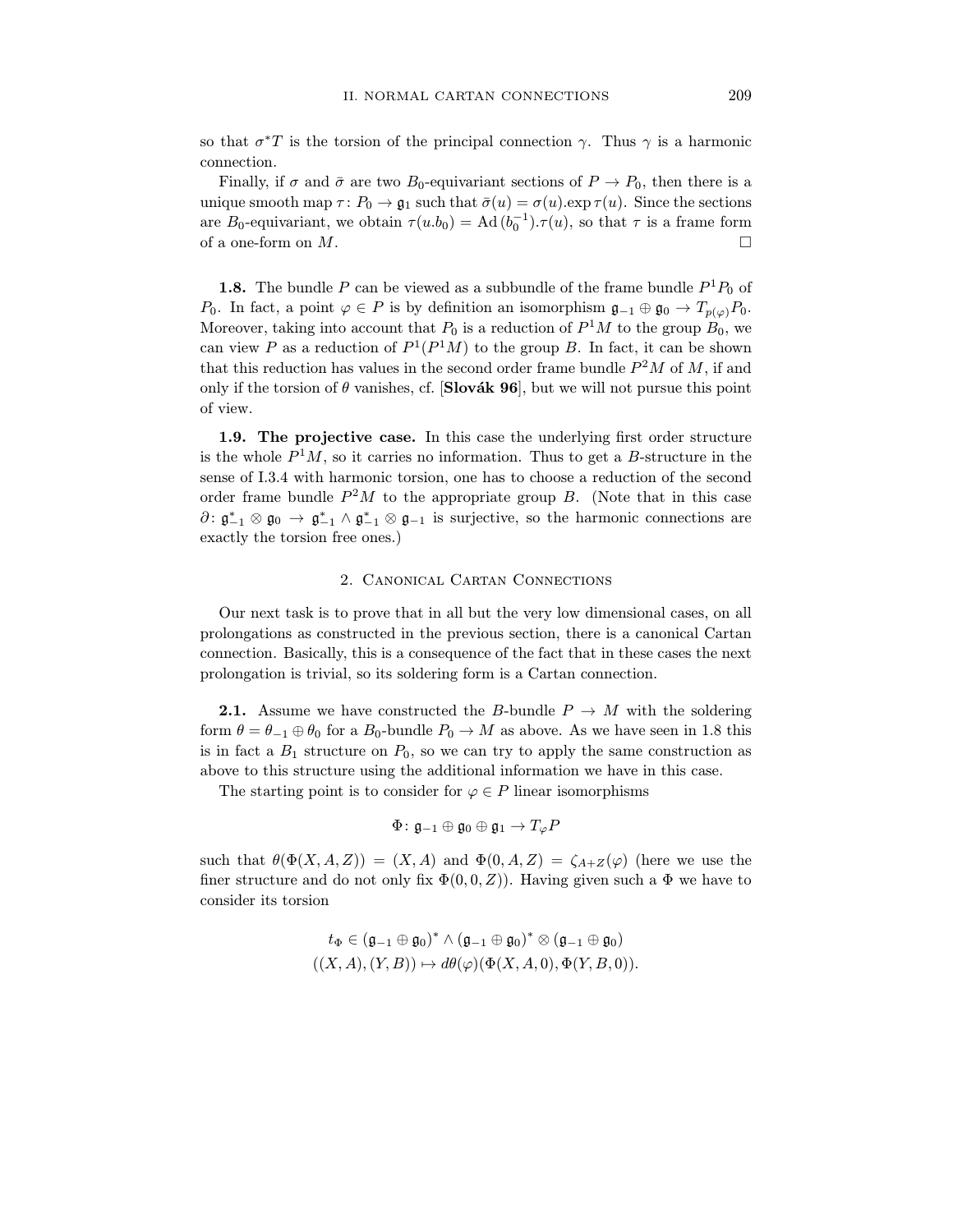so that $\sigma^* T$ is the torsion of the principal connection $\gamma$. Thus $\gamma$ is a harmonic connection.

Finally, if $\sigma$ and $\bar{\sigma}$ are two $B_0$-equivariant sections of $P \to P_0$, then there is a unique smooth map $\tau \colon P_0 \to \mathfrak{g}_1$ such that $\bar{\sigma}(u) = \sigma(u).\exp \tau(u)$. Since the sections are $B_0$-equivariant, we obtain $\tau(u.b_0) = \operatorname{Ad}(b_0^{-1}).\tau(u)$, so that $\tau$ is a frame form of a one-form on $M$. □

**1.8.** The bundle $P$ can be viewed as a subbundle of the frame bundle $P^1 P_0$ of $P_0$. In fact, a point $\varphi \in P$ is by definition an isomorphism $\mathfrak{g}_{-1} \oplus \mathfrak{g}_0 \to T_{p(\varphi)} P_0$. Moreover, taking into account that $P_0$ is a reduction of $P^1 M$ to the group $B_0$, we can view $P$ as a reduction of $P^1(P^1 M)$ to the group $B$. In fact, it can be shown that this reduction has values in the second order frame bundle $P^2 M$ of $M$, if and only if the torsion of $\theta$ vanishes, cf. [**Slovák 96**], but we will not pursue this point of view.

**1.9. The projective case.** In this case the underlying first order structure is the whole $P^1 M$, so it carries no information. Thus to get a $B$-structure in the sense of I.3.4 with harmonic torsion, one has to choose a reduction of the second order frame bundle $P^2 M$ to the appropriate group $B$. (Note that in this case $\partial \colon \mathfrak{g}_{-1}^* \otimes \mathfrak{g}_0 \to \mathfrak{g}_{-1}^* \wedge \mathfrak{g}_{-1}^* \otimes \mathfrak{g}_{-1}$ is surjective, so the harmonic connections are exactly the torsion free ones.)

## 2. Canonical Cartan Connections

Our next task is to prove that in all but the very low dimensional cases, on all prolongations as constructed in the previous section, there is a canonical Cartan connection. Basically, this is a consequence of the fact that in these cases the next prolongation is trivial, so its soldering form is a Cartan connection.

**2.1.** Assume we have constructed the $B$-bundle $P \to M$ with the soldering form $\theta = \theta_{-1} \oplus \theta_0$ for a $B_0$-bundle $P_0 \to M$ as above. As we have seen in 1.8 this is in fact a $B_1$ structure on $P_0$, so we can try to apply the same construction as above to this structure using the additional information we have in this case.

The starting point is to consider for $\varphi \in P$ linear isomorphisms

$$\Phi \colon \mathfrak{g}_{-1} \oplus \mathfrak{g}_0 \oplus \mathfrak{g}_1 \to T_\varphi P$$

such that $\theta(\Phi(X, A, Z)) = (X, A)$ and $\Phi(0, A, Z) = \zeta_{A+Z}(\varphi)$ (here we use the finer structure and do not only fix $\Phi(0, 0, Z)$). Having given such a $\Phi$ we have to consider its torsion

$$\begin{gathered} t_\Phi \in (\mathfrak{g}_{-1} \oplus \mathfrak{g}_0)^* \wedge (\mathfrak{g}_{-1} \oplus \mathfrak{g}_0)^* \otimes (\mathfrak{g}_{-1} \oplus \mathfrak{g}_0) \\ ((X, A), (Y, B)) \mapsto d\theta(\varphi)(\Phi(X, A, 0), \Phi(Y, B, 0)). \end{gathered}$$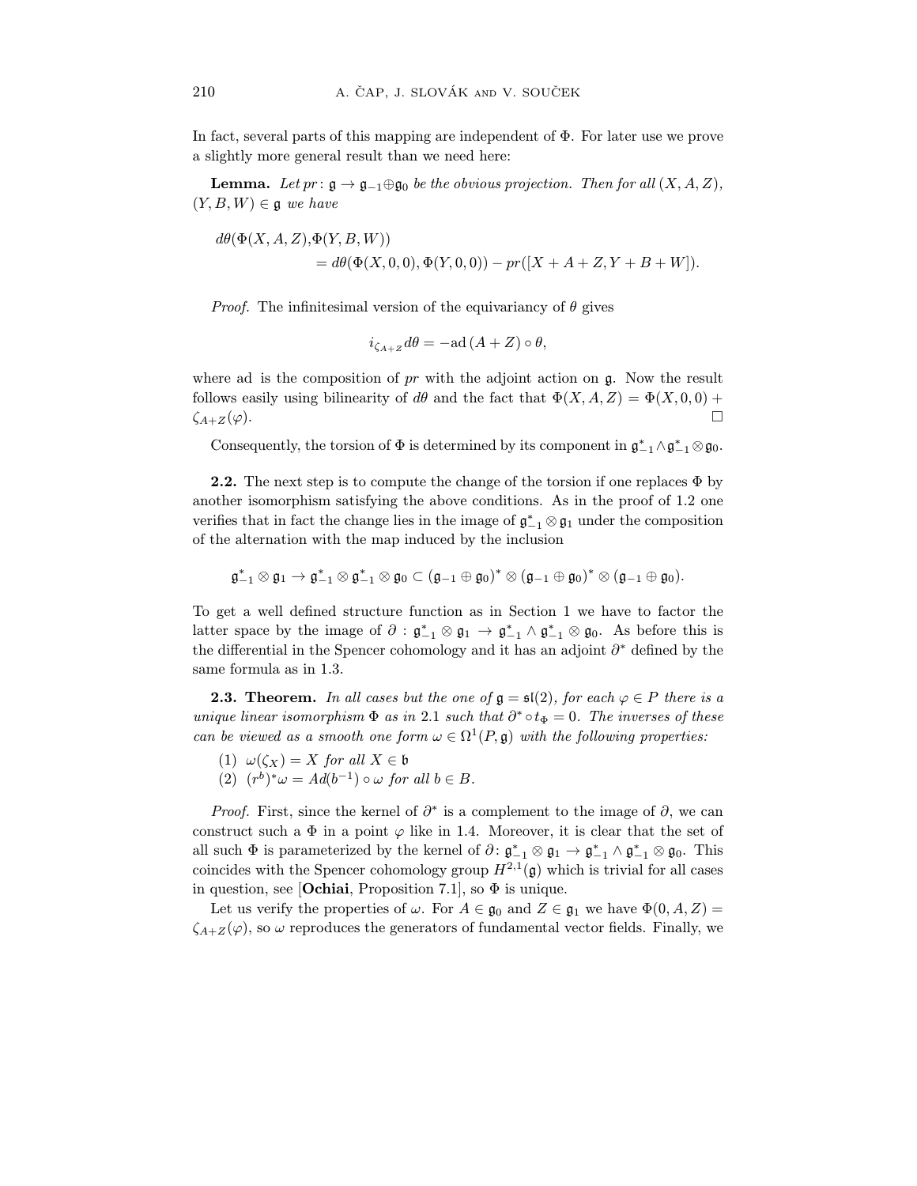In fact, several parts of this mapping are independent of $\Phi$. For later use we prove a slightly more general result than we need here:

**Lemma.** *Let $pr\colon \mathfrak{g} \to \mathfrak{g}_{-1} \oplus \mathfrak{g}_0$ be the obvious projection. Then for all $(X, A, Z)$, $(Y, B, W) \in \mathfrak{g}$ we have*

$$
\begin{aligned}
d\theta(\Phi(X, A, Z),&\Phi(Y, B, W)) \\
&= d\theta(\Phi(X, 0, 0), \Phi(Y, 0, 0)) - pr([X + A + Z, Y + B + W]).
\end{aligned}
$$

*Proof.* The infinitesimal version of the equivariancy of $\theta$ gives

$$
i_{\zeta_{A+Z}} d\theta = -\mathrm{ad}\,(A + Z) \circ \theta,
$$

where ad is the composition of $pr$ with the adjoint action on $\mathfrak{g}$. Now the result follows easily using bilinearity of $d\theta$ and the fact that $\Phi(X, A, Z) = \Phi(X, 0, 0) + \zeta_{A+Z}(\varphi)$. $\square$

Consequently, the torsion of $\Phi$ is determined by its component in $\mathfrak{g}_{-1}^* \wedge \mathfrak{g}_{-1}^* \otimes \mathfrak{g}_0$.

**2.2.** The next step is to compute the change of the torsion if one replaces $\Phi$ by another isomorphism satisfying the above conditions. As in the proof of 1.2 one verifies that in fact the change lies in the image of $\mathfrak{g}_{-1}^* \otimes \mathfrak{g}_1$ under the composition of the alternation with the map induced by the inclusion

$$
\mathfrak{g}_{-1}^* \otimes \mathfrak{g}_1 \to \mathfrak{g}_{-1}^* \otimes \mathfrak{g}_{-1}^* \otimes \mathfrak{g}_0 \subset (\mathfrak{g}_{-1} \oplus \mathfrak{g}_0)^* \otimes (\mathfrak{g}_{-1} \oplus \mathfrak{g}_0)^* \otimes (\mathfrak{g}_{-1} \oplus \mathfrak{g}_0).
$$

To get a well defined structure function as in Section 1 we have to factor the latter space by the image of $\partial : \mathfrak{g}_{-1}^* \otimes \mathfrak{g}_1 \to \mathfrak{g}_{-1}^* \wedge \mathfrak{g}_{-1}^* \otimes \mathfrak{g}_0$. As before this is the differential in the Spencer cohomology and it has an adjoint $\partial^*$ defined by the same formula as in 1.3.

**2.3. Theorem.** *In all cases but the one of $\mathfrak{g} = \mathfrak{sl}(2)$, for each $\varphi \in P$ there is a unique linear isomorphism $\Phi$ as in 2.1 such that $\partial^* \circ t_\Phi = 0$. The inverses of these can be viewed as a smooth one form $\omega \in \Omega^1(P, \mathfrak{g})$ with the following properties:*

1. *$\omega(\zeta_X) = X$ for all $X \in \mathfrak{b}$*
2. *$(r^b)^*\omega = Ad(b^{-1}) \circ \omega$ for all $b \in B$.*

*Proof.* First, since the kernel of $\partial^*$ is a complement to the image of $\partial$, we can construct such a $\Phi$ in a point $\varphi$ like in 1.4. Moreover, it is clear that the set of all such $\Phi$ is parameterized by the kernel of $\partial\colon \mathfrak{g}_{-1}^* \otimes \mathfrak{g}_1 \to \mathfrak{g}_{-1}^* \wedge \mathfrak{g}_{-1}^* \otimes \mathfrak{g}_0$. This coincides with the Spencer cohomology group $H^{2,1}(\mathfrak{g})$ which is trivial for all cases in question, see [**Ochiai**, Proposition 7.1], so $\Phi$ is unique.

Let us verify the properties of $\omega$. For $A \in \mathfrak{g}_0$ and $Z \in \mathfrak{g}_1$ we have $\Phi(0, A, Z) = \zeta_{A+Z}(\varphi)$, so $\omega$ reproduces the generators of fundamental vector fields. Finally, we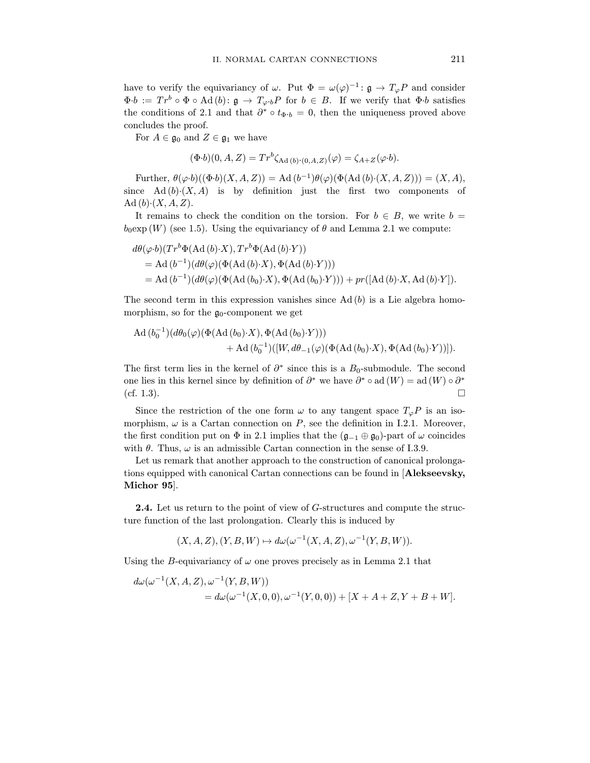have to verify the equivariancy of $\omega$. Put $\Phi = \omega(\varphi)^{-1}\colon \mathfrak{g} \to T_\varphi P$ and consider $\Phi{\cdot}b := Tr^b \circ \Phi \circ \mathrm{Ad}\,(b)\colon \mathfrak{g} \to T_{\varphi\cdot b}P$ for $b \in B$. If we verify that $\Phi{\cdot}b$ satisfies the conditions of 2.1 and that $\partial^* \circ t_{\Phi\cdot b} = 0$, then the uniqueness proved above concludes the proof.

For $A \in \mathfrak{g}_0$ and $Z \in \mathfrak{g}_1$ we have

$$(\Phi{\cdot}b)(0, A, Z) = Tr^b \zeta_{\mathrm{Ad}\,(b)\cdot(0,A,Z)}(\varphi) = \zeta_{A+Z}(\varphi{\cdot}b).$$

Further, $\theta(\varphi{\cdot}b)((\Phi{\cdot}b)(X, A, Z)) = \mathrm{Ad}\,(b^{-1})\theta(\varphi)(\Phi(\mathrm{Ad}\,(b){\cdot}(X, A, Z))) = (X, A)$, since $\mathrm{Ad}\,(b){\cdot}(X, A)$ is by definition just the first two components of $\mathrm{Ad}\,(b){\cdot}(X, A, Z)$.

It remains to check the condition on the torsion. For $b \in B$, we write $b = b_0 \exp(W)$ (see 1.5). Using the equivariancy of $\theta$ and Lemma 2.1 we compute:

$$\begin{aligned}
&d\theta(\varphi{\cdot}b)(Tr^b\Phi(\mathrm{Ad}\,(b){\cdot}X), Tr^b\Phi(\mathrm{Ad}\,(b){\cdot}Y)) \\
&\quad = \mathrm{Ad}\,(b^{-1})(d\theta(\varphi)(\Phi(\mathrm{Ad}\,(b){\cdot}X), \Phi(\mathrm{Ad}\,(b){\cdot}Y))) \\
&\quad = \mathrm{Ad}\,(b^{-1})(d\theta(\varphi)(\Phi(\mathrm{Ad}\,(b_0){\cdot}X), \Phi(\mathrm{Ad}\,(b_0){\cdot}Y))) + pr([\mathrm{Ad}\,(b){\cdot}X, \mathrm{Ad}\,(b){\cdot}Y]).
\end{aligned}$$

The second term in this expression vanishes since $\mathrm{Ad}\,(b)$ is a Lie algebra homomorphism, so for the $\mathfrak{g}_0$-component we get

$$\begin{aligned}
\mathrm{Ad}\,(b_0^{-1})&(d\theta_0(\varphi)(\Phi(\mathrm{Ad}\,(b_0){\cdot}X), \Phi(\mathrm{Ad}\,(b_0){\cdot}Y))) \\
&+ \mathrm{Ad}\,(b_0^{-1})([W, d\theta_{-1}(\varphi)(\Phi(\mathrm{Ad}\,(b_0){\cdot}X), \Phi(\mathrm{Ad}\,(b_0){\cdot}Y))]).
\end{aligned}$$

The first term lies in the kernel of $\partial^*$ since this is a $B_0$-submodule. The second one lies in this kernel since by definition of $\partial^*$ we have $\partial^* \circ \mathrm{ad}\,(W) = \mathrm{ad}\,(W) \circ \partial^*$ (cf. 1.3). $\square$

Since the restriction of the one form $\omega$ to any tangent space $T_\varphi P$ is an isomorphism, $\omega$ is a Cartan connection on $P$, see the definition in I.2.1. Moreover, the first condition put on $\Phi$ in 2.1 implies that the $(\mathfrak{g}_{-1} \oplus \mathfrak{g}_0)$-part of $\omega$ coincides with $\theta$. Thus, $\omega$ is an admissible Cartan connection in the sense of I.3.9.

Let us remark that another approach to the construction of canonical prolongations equipped with canonical Cartan connections can be found in [**Alekseevsky, Michor 95**].

**2.4.** Let us return to the point of view of $G$-structures and compute the structure function of the last prolongation. Clearly this is induced by

$$(X, A, Z), (Y, B, W) \mapsto d\omega(\omega^{-1}(X, A, Z), \omega^{-1}(Y, B, W)).$$

Using the $B$-equivariancy of $\omega$ one proves precisely as in Lemma 2.1 that

$$\begin{aligned}
d\omega(\omega^{-1}&(X, A, Z), \omega^{-1}(Y, B, W)) \\
&= d\omega(\omega^{-1}(X, 0, 0), \omega^{-1}(Y, 0, 0)) + [X + A + Z, Y + B + W].
\end{aligned}$$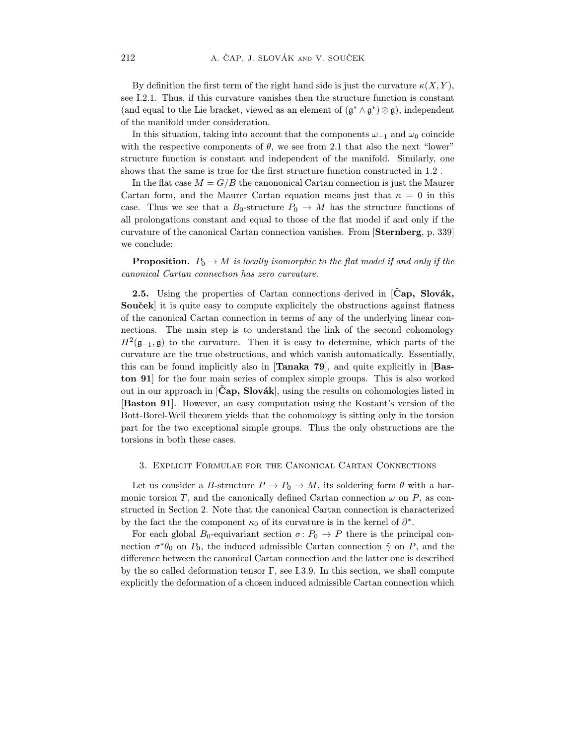By definition the first term of the right hand side is just the curvature $\kappa(X, Y)$, see I.2.1. Thus, if this curvature vanishes then the structure function is constant (and equal to the Lie bracket, viewed as an element of $(\mathfrak{g}^* \wedge \mathfrak{g}^*) \otimes \mathfrak{g}$), independent of the manifold under consideration.

In this situation, taking into account that the components $\omega_{-1}$ and $\omega_0$ coincide with the respective components of $\theta$, we see from 2.1 that also the next "lower" structure function is constant and independent of the manifold. Similarly, one shows that the same is true for the first structure function constructed in 1.2 .

In the flat case $M = G/B$ the canononical Cartan connection is just the Maurer Cartan form, and the Maurer Cartan equation means just that $\kappa = 0$ in this case. Thus we see that a $B_0$-structure $P_0 \to M$ has the structure functions of all prolongations constant and equal to those of the flat model if and only if the curvature of the canonical Cartan connection vanishes. From [**Sternberg**, p. 339] we conclude:

**Proposition.** *$P_0 \to M$ is locally isomorphic to the flat model if and only if the canonical Cartan connection has zero curvature.*

**2.5.** Using the properties of Cartan connections derived in [**Čap, Slovák, Souček**] it is quite easy to compute explicitely the obstructions against flatness of the canonical Cartan connection in terms of any of the underlying linear connections. The main step is to understand the link of the second cohomology $H^2(\mathfrak{g}_{-1}, \mathfrak{g})$ to the curvature. Then it is easy to determine, which parts of the curvature are the true obstructions, and which vanish automatically. Essentially, this can be found implicitly also in [**Tanaka 79**], and quite explicitly in [**Baston 91**] for the four main series of complex simple groups. This is also worked out in our approach in [**Čap, Slovák**], using the results on cohomologies listed in [**Baston 91**]. However, an easy computation using the Kostant's version of the Bott-Borel-Weil theorem yields that the cohomology is sitting only in the torsion part for the two exceptional simple groups. Thus the only obstructions are the torsions in both these cases.

## 3. Explicit Formulae for the Canonical Cartan Connections

Let us consider a $B$-structure $P \to P_0 \to M$, its soldering form $\theta$ with a harmonic torsion $T$, and the canonically defined Cartan connection $\omega$ on $P$, as constructed in Section 2. Note that the canonical Cartan connection is characterized by the fact the the component $\kappa_0$ of its curvature is in the kernel of $\partial^*$.

For each global $B_0$-equivariant section $\sigma \colon P_0 \to P$ there is the principal connection $\sigma^*\theta_0$ on $P_0$, the induced admissible Cartan connection $\tilde{\gamma}$ on $P$, and the difference between the canonical Cartan connection and the latter one is described by the so called deformation tensor $\Gamma$, see I.3.9. In this section, we shall compute explicitly the deformation of a chosen induced admissible Cartan connection which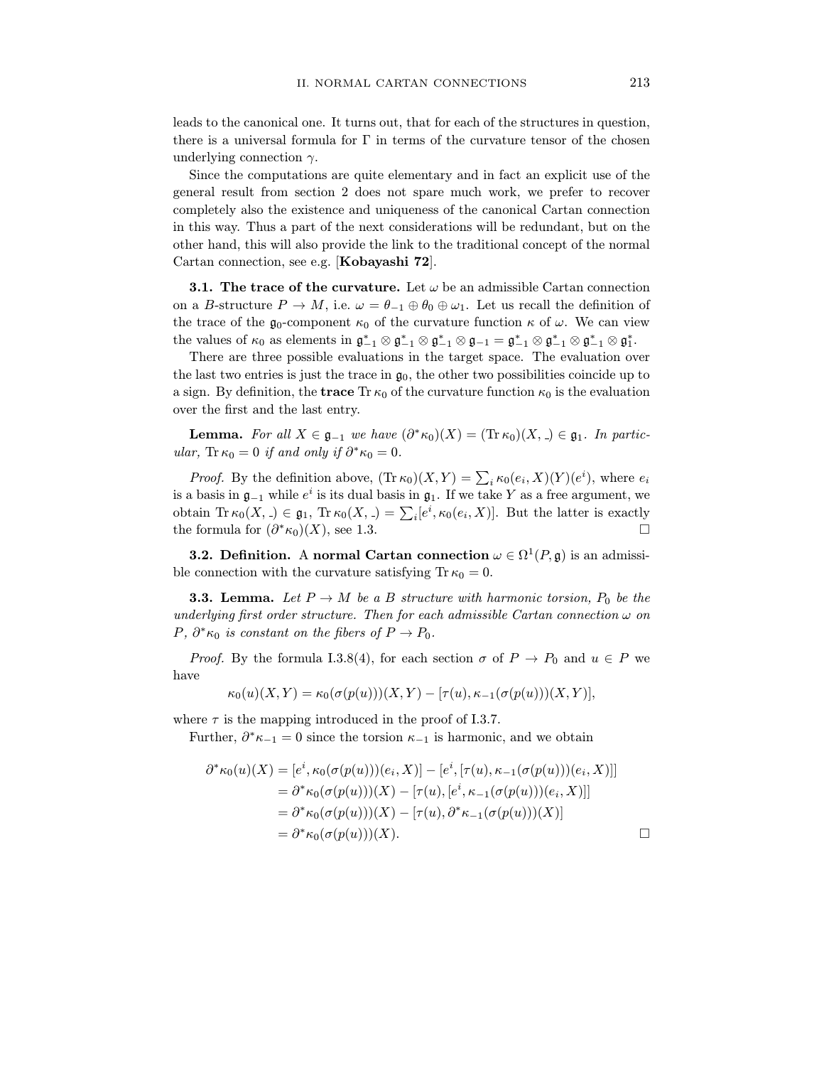leads to the canonical one. It turns out, that for each of the structures in question, there is a universal formula for $\Gamma$ in terms of the curvature tensor of the chosen underlying connection $\gamma$.

Since the computations are quite elementary and in fact an explicit use of the general result from section 2 does not spare much work, we prefer to recover completely also the existence and uniqueness of the canonical Cartan connection in this way. Thus a part of the next considerations will be redundant, but on the other hand, this will also provide the link to the traditional concept of the normal Cartan connection, see e.g. [**Kobayashi 72**].

**3.1. The trace of the curvature.** Let $\omega$ be an admissible Cartan connection on a $B$-structure $P \to M$, i.e. $\omega = \theta_{-1} \oplus \theta_0 \oplus \omega_1$. Let us recall the definition of the trace of the $\mathfrak{g}_0$-component $\kappa_0$ of the curvature function $\kappa$ of $\omega$. We can view the values of $\kappa_0$ as elements in $\mathfrak{g}_{-1}^* \otimes \mathfrak{g}_{-1}^* \otimes \mathfrak{g}_{-1}^* \otimes \mathfrak{g}_{-1} = \mathfrak{g}_{-1}^* \otimes \mathfrak{g}_{-1}^* \otimes \mathfrak{g}_{-1}^* \otimes \mathfrak{g}_1^*$.

There are three possible evaluations in the target space. The evaluation over the last two entries is just the trace in $\mathfrak{g}_0$, the other two possibilities coincide up to a sign. By definition, the **trace** $\operatorname{Tr} \kappa_0$ of the curvature function $\kappa_0$ is the evaluation over the first and the last entry.

**Lemma.** *For all $X \in \mathfrak{g}_{-1}$ we have $(\partial^* \kappa_0)(X) = (\operatorname{Tr} \kappa_0)(X, \_) \in \mathfrak{g}_1$. In particular, $\operatorname{Tr} \kappa_0 = 0$ if and only if $\partial^* \kappa_0 = 0$.*

*Proof.* By the definition above, $(\operatorname{Tr} \kappa_0)(X, Y) = \sum_i \kappa_0(e_i, X)(Y)(e^i)$, where $e_i$ is a basis in $\mathfrak{g}_{-1}$ while $e^i$ is its dual basis in $\mathfrak{g}_1$. If we take $Y$ as a free argument, we obtain $\operatorname{Tr} \kappa_0(X, \_) \in \mathfrak{g}_1$, $\operatorname{Tr} \kappa_0(X, \_) = \sum_i [e^i, \kappa_0(e_i, X)]$. But the latter is exactly the formula for $(\partial^* \kappa_0)(X)$, see 1.3. □

**3.2. Definition.** A **normal Cartan connection** $\omega \in \Omega^1(P, \mathfrak{g})$ is an admissible connection with the curvature satisfying $\operatorname{Tr} \kappa_0 = 0$.

**3.3. Lemma.** *Let $P \to M$ be a $B$ structure with harmonic torsion, $P_0$ be the underlying first order structure. Then for each admissible Cartan connection $\omega$ on $P$, $\partial^* \kappa_0$ is constant on the fibers of $P \to P_0$.*

*Proof.* By the formula I.3.8(4), for each section $\sigma$ of $P \to P_0$ and $u \in P$ we have

$$\kappa_0(u)(X, Y) = \kappa_0(\sigma(p(u)))(X, Y) - [\tau(u), \kappa_{-1}(\sigma(p(u)))(X, Y)],$$

where $\tau$ is the mapping introduced in the proof of I.3.7.

Further, $\partial^* \kappa_{-1} = 0$ since the torsion $\kappa_{-1}$ is harmonic, and we obtain

$$\begin{aligned}
\partial^* \kappa_0(u)(X) &= [e^i, \kappa_0(\sigma(p(u)))(e_i, X)] - [e^i, [\tau(u), \kappa_{-1}(\sigma(p(u)))(e_i, X)]] \\
&= \partial^* \kappa_0(\sigma(p(u)))(X) - [\tau(u), [e^i, \kappa_{-1}(\sigma(p(u)))(e_i, X)]] \\
&= \partial^* \kappa_0(\sigma(p(u)))(X) - [\tau(u), \partial^* \kappa_{-1}(\sigma(p(u)))(X)] \\
&= \partial^* \kappa_0(\sigma(p(u)))(X).
\end{aligned}$$

□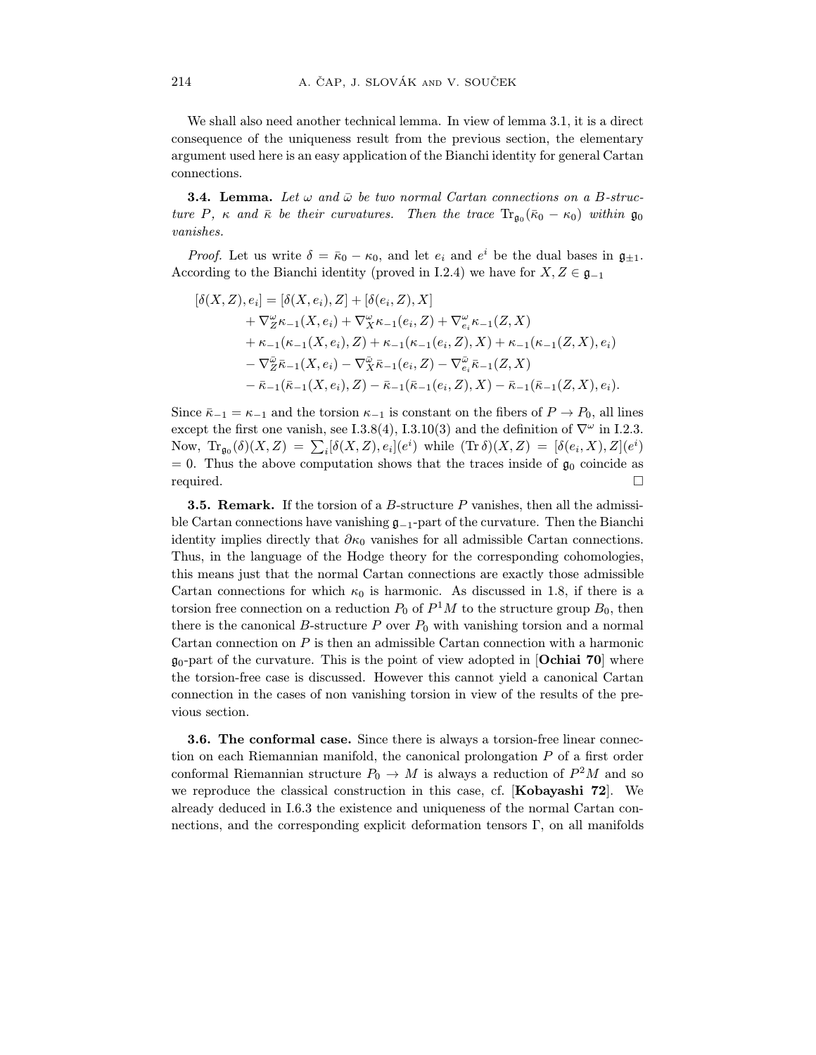We shall also need another technical lemma. In view of lemma 3.1, it is a direct consequence of the uniqueness result from the previous section, the elementary argument used here is an easy application of the Bianchi identity for general Cartan connections.

**3.4. Lemma.** *Let $\omega$ and $\bar{\omega}$ be two normal Cartan connections on a $B$-structure $P$, $\kappa$ and $\bar{\kappa}$ be their curvatures. Then the trace $\mathrm{Tr}_{\mathfrak{g}_0}(\bar{\kappa}_0 - \kappa_0)$ within $\mathfrak{g}_0$ vanishes.*

*Proof.* Let us write $\delta = \bar{\kappa}_0 - \kappa_0$, and let $e_i$ and $e^i$ be the dual bases in $\mathfrak{g}_{\pm 1}$. According to the Bianchi identity (proved in I.2.4) we have for $X, Z \in \mathfrak{g}_{-1}$

$$
\begin{aligned}
[\delta(X,Z), e_i] &= [\delta(X,e_i), Z] + [\delta(e_i, Z), X] \\
&\quad + \nabla^{\omega}_Z \kappa_{-1}(X, e_i) + \nabla^{\omega}_X \kappa_{-1}(e_i, Z) + \nabla^{\omega}_{e_i} \kappa_{-1}(Z, X) \\
&\quad + \kappa_{-1}(\kappa_{-1}(X, e_i), Z) + \kappa_{-1}(\kappa_{-1}(e_i, Z), X) + \kappa_{-1}(\kappa_{-1}(Z, X), e_i) \\
&\quad - \nabla^{\bar{\omega}}_Z \bar{\kappa}_{-1}(X, e_i) - \nabla^{\bar{\omega}}_X \bar{\kappa}_{-1}(e_i, Z) - \nabla^{\bar{\omega}}_{e_i} \bar{\kappa}_{-1}(Z, X) \\
&\quad - \bar{\kappa}_{-1}(\bar{\kappa}_{-1}(X, e_i), Z) - \bar{\kappa}_{-1}(\bar{\kappa}_{-1}(e_i, Z), X) - \bar{\kappa}_{-1}(\bar{\kappa}_{-1}(Z, X), e_i).
\end{aligned}
$$

Since $\bar{\kappa}_{-1} = \kappa_{-1}$ and the torsion $\kappa_{-1}$ is constant on the fibers of $P \to P_0$, all lines except the first one vanish, see I.3.8(4), I.3.10(3) and the definition of $\nabla^{\omega}$ in I.2.3. Now, $\mathrm{Tr}_{\mathfrak{g}_0}(\delta)(X, Z) = \sum_i [\delta(X, Z), e_i](e^i)$ while $(\mathrm{Tr}\,\delta)(X, Z) = [\delta(e_i, X), Z](e^i) = 0$. Thus the above computation shows that the traces inside of $\mathfrak{g}_0$ coincide as required. $\square$

**3.5. Remark.** If the torsion of a $B$-structure $P$ vanishes, then all the admissible Cartan connections have vanishing $\mathfrak{g}_{-1}$-part of the curvature. Then the Bianchi identity implies directly that $\partial\kappa_0$ vanishes for all admissible Cartan connections. Thus, in the language of the Hodge theory for the corresponding cohomologies, this means just that the normal Cartan connections are exactly those admissible Cartan connections for which $\kappa_0$ is harmonic. As discussed in 1.8, if there is a torsion free connection on a reduction $P_0$ of $P^1M$ to the structure group $B_0$, then there is the canonical $B$-structure $P$ over $P_0$ with vanishing torsion and a normal Cartan connection on $P$ is then an admissible Cartan connection with a harmonic $\mathfrak{g}_0$-part of the curvature. This is the point of view adopted in [**Ochiai 70**] where the torsion-free case is discussed. However this cannot yield a canonical Cartan connection in the cases of non vanishing torsion in view of the results of the previous section.

**3.6. The conformal case.** Since there is always a torsion-free linear connection on each Riemannian manifold, the canonical prolongation $P$ of a first order conformal Riemannian structure $P_0 \to M$ is always a reduction of $P^2M$ and so we reproduce the classical construction in this case, cf. [**Kobayashi 72**]. We already deduced in I.6.3 the existence and uniqueness of the normal Cartan connections, and the corresponding explicit deformation tensors $\Gamma$, on all manifolds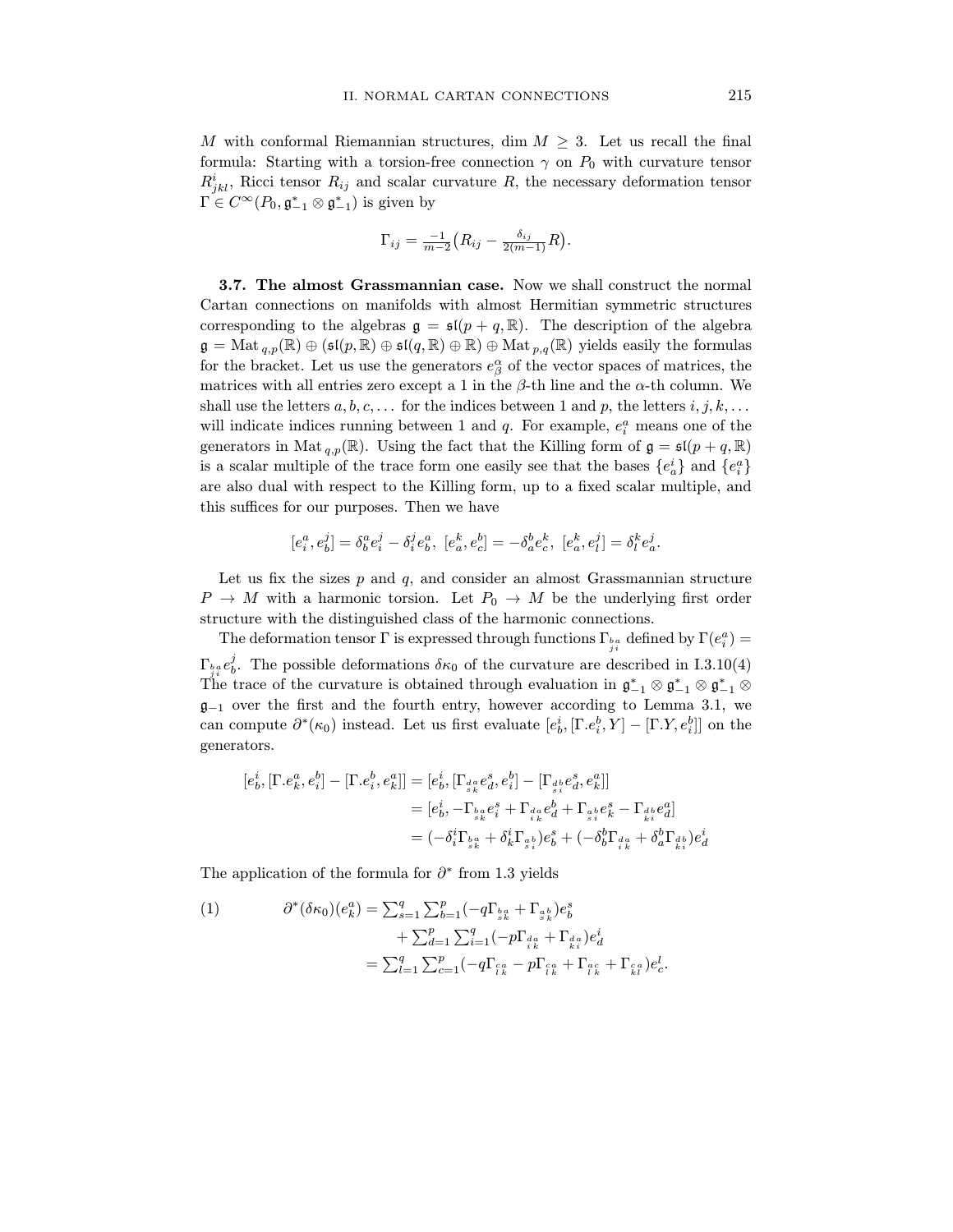$M$ with conformal Riemannian structures, dim $M \geq 3$. Let us recall the final formula: Starting with a torsion-free connection $\gamma$ on $P_0$ with curvature tensor $R^i_{jkl}$, Ricci tensor $R_{ij}$ and scalar curvature $R$, the necessary deformation tensor $\Gamma \in C^\infty(P_0, \mathfrak{g}^*_{-1} \otimes \mathfrak{g}^*_{-1})$ is given by

$$\Gamma_{ij} = \tfrac{-1}{m-2}\big(R_{ij} - \tfrac{\delta_{ij}}{2(m-1)} R\big).$$

**3.7. The almost Grassmannian case.** Now we shall construct the normal Cartan connections on manifolds with almost Hermitian symmetric structures corresponding to the algebras $\mathfrak{g} = \mathfrak{sl}(p+q, \mathbb{R})$. The description of the algebra $\mathfrak{g} = \mathrm{Mat}_{q,p}(\mathbb{R}) \oplus (\mathfrak{sl}(p,\mathbb{R}) \oplus \mathfrak{sl}(q,\mathbb{R}) \oplus \mathbb{R}) \oplus \mathrm{Mat}_{p,q}(\mathbb{R})$ yields easily the formulas for the bracket. Let us use the generators $e^\alpha_\beta$ of the vector spaces of matrices, the matrices with all entries zero except a 1 in the $\beta$-th line and the $\alpha$-th column. We shall use the letters $a, b, c, \dots$ for the indices between 1 and $p$, the letters $i, j, k, \dots$ will indicate indices running between 1 and $q$. For example, $e^a_i$ means one of the generators in $\mathrm{Mat}_{q,p}(\mathbb{R})$. Using the fact that the Killing form of $\mathfrak{g} = \mathfrak{sl}(p+q, \mathbb{R})$ is a scalar multiple of the trace form one easily see that the bases $\{e^i_a\}$ and $\{e^a_i\}$ are also dual with respect to the Killing form, up to a fixed scalar multiple, and this suffices for our purposes. Then we have

$$[e^a_i, e^j_b] = \delta^a_b e^j_i - \delta^j_i e^a_b,\ \ [e^k_a, e^b_c] = -\delta^b_a e^k_c,\ \ [e^k_a, e^j_l] = \delta^k_l e^j_a.$$

Let us fix the sizes $p$ and $q$, and consider an almost Grassmannian structure $P \to M$ with a harmonic torsion. Let $P_0 \to M$ be the underlying first order structure with the distinguished class of the harmonic connections.

The deformation tensor $\Gamma$ is expressed through functions $\Gamma_{\substack{b\,a\\ j\,i}}$ defined by $\Gamma(e^a_i) = \Gamma_{\substack{b\,a\\ j\,i}} e^j_b$. The possible deformations $\delta\kappa_0$ of the curvature are described in I.3.10(4) The trace of the curvature is obtained through evaluation in $\mathfrak{g}^*_{-1} \otimes \mathfrak{g}^*_{-1} \otimes \mathfrak{g}^*_{-1} \otimes \mathfrak{g}_{-1}$ over the first and the fourth entry, however according to Lemma 3.1, we can compute $\partial^*(\kappa_0)$ instead. Let us first evaluate $[e^i_b, [\Gamma.e^b_i, Y] - [\Gamma.Y, e^b_i]]$ on the generators.

$$\begin{aligned}
[e^i_b, [\Gamma.e^a_k, e^b_i] - [\Gamma.e^b_i, e^a_k]] &= [e^i_b, [\Gamma_{\substack{d\,a\\ s\,k}} e^s_d, e^b_i] - [\Gamma_{\substack{d\,b\\ s\,i}} e^s_d, e^a_k]] \\
&= [e^i_b, -\Gamma_{\substack{b\,a\\ s\,k}} e^s_i + \Gamma_{\substack{d\,a\\ i\,k}} e^b_d + \Gamma_{\substack{a\,b\\ s\,i}} e^s_k - \Gamma_{\substack{d\,b\\ k\,i}} e^a_d] \\
&= (-\delta^i_i \Gamma_{\substack{b\,a\\ s\,k}} + \delta^i_k \Gamma_{\substack{a\,b\\ s\,i}}) e^s_b + (-\delta^b_b \Gamma_{\substack{d\,a\\ i\,k}} + \delta^b_a \Gamma_{\substack{d\,b\\ k\,i}}) e^i_d
\end{aligned}$$

The application of the formula for $\partial^*$ from 1.3 yields

$$\begin{aligned}
(1)\qquad \partial^*(\delta\kappa_0)(e^a_k) &= \textstyle\sum_{s=1}^q \sum_{b=1}^p (-q\Gamma_{\substack{b\,a\\ s\,k}} + \Gamma_{\substack{a\,b\\ s\,k}}) e^s_b \\
&\quad + \textstyle\sum_{d=1}^p \sum_{i=1}^q (-p\Gamma_{\substack{d\,a\\ i\,k}} + \Gamma_{\substack{d\,a\\ k\,i}}) e^i_d \\
&= \textstyle\sum_{l=1}^q \sum_{c=1}^p (-q\Gamma_{\substack{c\,a\\ l\,k}} - p\Gamma_{\substack{c\,a\\ l\,k}} + \Gamma_{\substack{a\,c\\ l\,k}} + \Gamma_{\substack{c\,a\\ k\,l}}) e^l_c.
\end{aligned}$$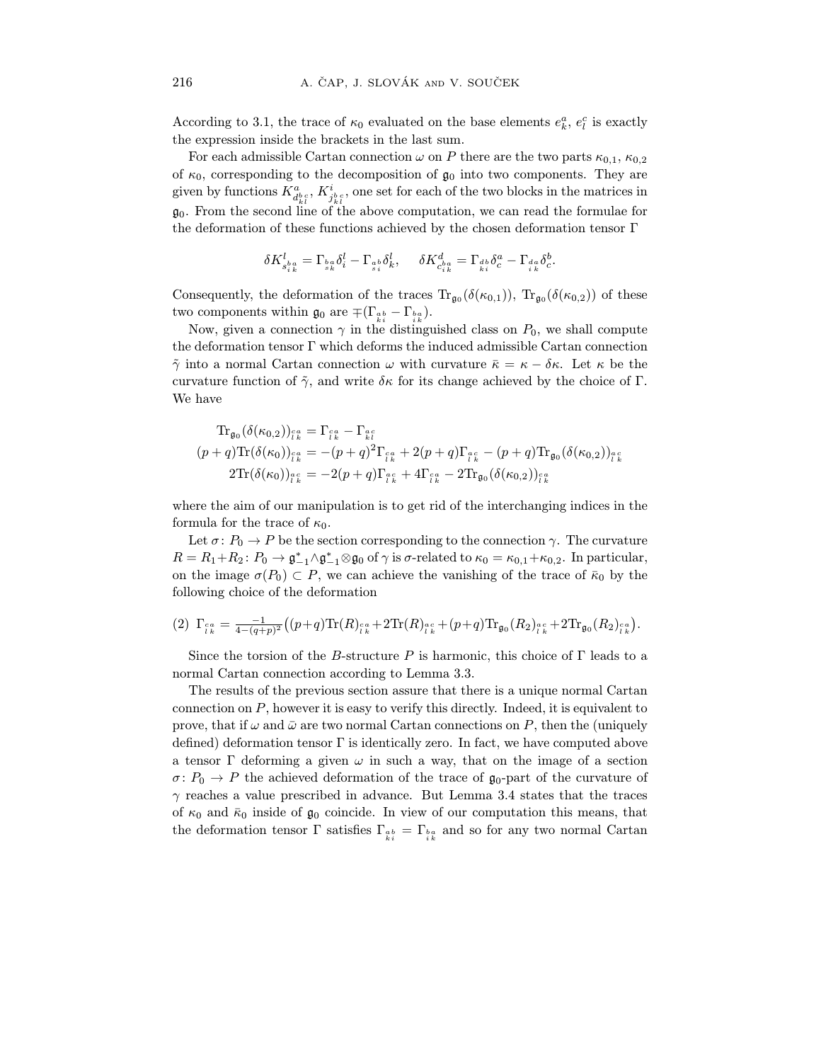According to 3.1, the trace of $\kappa_0$ evaluated on the base elements $e^a_k$, $e^c_l$ is exactly the expression inside the brackets in the last sum.

For each admissible Cartan connection $\omega$ on $P$ there are the two parts $\kappa_{0,1}$, $\kappa_{0,2}$ of $\kappa_0$, corresponding to the decomposition of $\mathfrak{g}_0$ into two components. They are given by functions $K^a_{d^{b\,c}_{k\,l}}$, $K^i_{j^{b\,c}_{k\,l}}$, one set for each of the two blocks in the matrices in $\mathfrak{g}_0$. From the second line of the above computation, we can read the formulae for the deformation of these functions achieved by the chosen deformation tensor $\Gamma$

$$\delta K^l_{s^{b\,a}_{i\,k}} = \Gamma_{{}^{b\,a}_{s\,k}}\delta^l_i - \Gamma_{{}^{a\,b}_{s\,i}}\delta^l_k, \qquad \delta K^d_{c^{b\,a}_{i\,k}} = \Gamma_{{}^{d\,b}_{k\,i}}\delta^a_c - \Gamma_{{}^{d\,a}_{i\,k}}\delta^b_c.$$

Consequently, the deformation of the traces $\mathrm{Tr}_{\mathfrak{g}_0}(\delta(\kappa_{0,1}))$, $\mathrm{Tr}_{\mathfrak{g}_0}(\delta(\kappa_{0,2}))$ of these two components within $\mathfrak{g}_0$ are $\mp(\Gamma_{{}^{a\,b}_{k\,i}} - \Gamma_{{}^{b\,a}_{i\,k}})$.

Now, given a connection $\gamma$ in the distinguished class on $P_0$, we shall compute the deformation tensor $\Gamma$ which deforms the induced admissible Cartan connection $\tilde{\gamma}$ into a normal Cartan connection $\omega$ with curvature $\bar{\kappa} = \kappa - \delta\kappa$. Let $\kappa$ be the curvature function of $\tilde{\gamma}$, and write $\delta\kappa$ for its change achieved by the choice of $\Gamma$. We have

$$\begin{aligned}
\mathrm{Tr}_{\mathfrak{g}_0}(\delta(\kappa_{0,2}))_{{}^{c\,a}_{l\,k}} &= \Gamma_{{}^{c\,a}_{l\,k}} - \Gamma_{{}^{a\,c}_{k\,l}}\\
(p+q)\mathrm{Tr}(\delta(\kappa_0))_{{}^{c\,a}_{l\,k}} &= -(p+q)^2\Gamma_{{}^{c\,a}_{l\,k}} + 2(p+q)\Gamma_{{}^{a\,c}_{l\,k}} - (p+q)\mathrm{Tr}_{\mathfrak{g}_0}(\delta(\kappa_{0,2}))_{{}^{a\,c}_{l\,k}}\\
2\mathrm{Tr}(\delta(\kappa_0))_{{}^{a\,c}_{l\,k}} &= -2(p+q)\Gamma_{{}^{a\,c}_{l\,k}} + 4\Gamma_{{}^{c\,a}_{l\,k}} - 2\mathrm{Tr}_{\mathfrak{g}_0}(\delta(\kappa_{0,2}))_{{}^{c\,a}_{l\,k}}
\end{aligned}$$

where the aim of our manipulation is to get rid of the interchanging indices in the formula for the trace of $\kappa_0$.

Let $\sigma\colon P_0 \to P$ be the section corresponding to the connection $\gamma$. The curvature $R = R_1 + R_2\colon P_0 \to \mathfrak{g}^*_{-1}\wedge\mathfrak{g}^*_{-1}\otimes\mathfrak{g}_0$ of $\gamma$ is $\sigma$-related to $\kappa_0 = \kappa_{0,1} + \kappa_{0,2}$. In particular, on the image $\sigma(P_0) \subset P$, we can achieve the vanishing of the trace of $\bar{\kappa}_0$ by the following choice of the deformation

$$(2)\quad \Gamma_{{}^{c\,a}_{l\,k}} = \tfrac{-1}{4-(q+p)^2}\big((p+q)\mathrm{Tr}(R)_{{}^{c\,a}_{l\,k}} + 2\mathrm{Tr}(R)_{{}^{a\,c}_{l\,k}} + (p+q)\mathrm{Tr}_{\mathfrak{g}_0}(R_2)_{{}^{a\,c}_{l\,k}} + 2\mathrm{Tr}_{\mathfrak{g}_0}(R_2)_{{}^{c\,a}_{l\,k}}\big).$$

Since the torsion of the $B$-structure $P$ is harmonic, this choice of $\Gamma$ leads to a normal Cartan connection according to Lemma 3.3.

The results of the previous section assure that there is a unique normal Cartan connection on $P$, however it is easy to verify this directly. Indeed, it is equivalent to prove, that if $\omega$ and $\bar{\omega}$ are two normal Cartan connections on $P$, then the (uniquely defined) deformation tensor $\Gamma$ is identically zero. In fact, we have computed above a tensor $\Gamma$ deforming a given $\omega$ in such a way, that on the image of a section $\sigma\colon P_0 \to P$ the achieved deformation of the trace of $\mathfrak{g}_0$-part of the curvature of $\gamma$ reaches a value prescribed in advance. But Lemma 3.4 states that the traces of $\kappa_0$ and $\bar{\kappa}_0$ inside of $\mathfrak{g}_0$ coincide. In view of our computation this means, that the deformation tensor $\Gamma$ satisfies $\Gamma_{{}^{a\,b}_{k\,i}} = \Gamma_{{}^{b\,a}_{i\,k}}$ and so for any two normal Cartan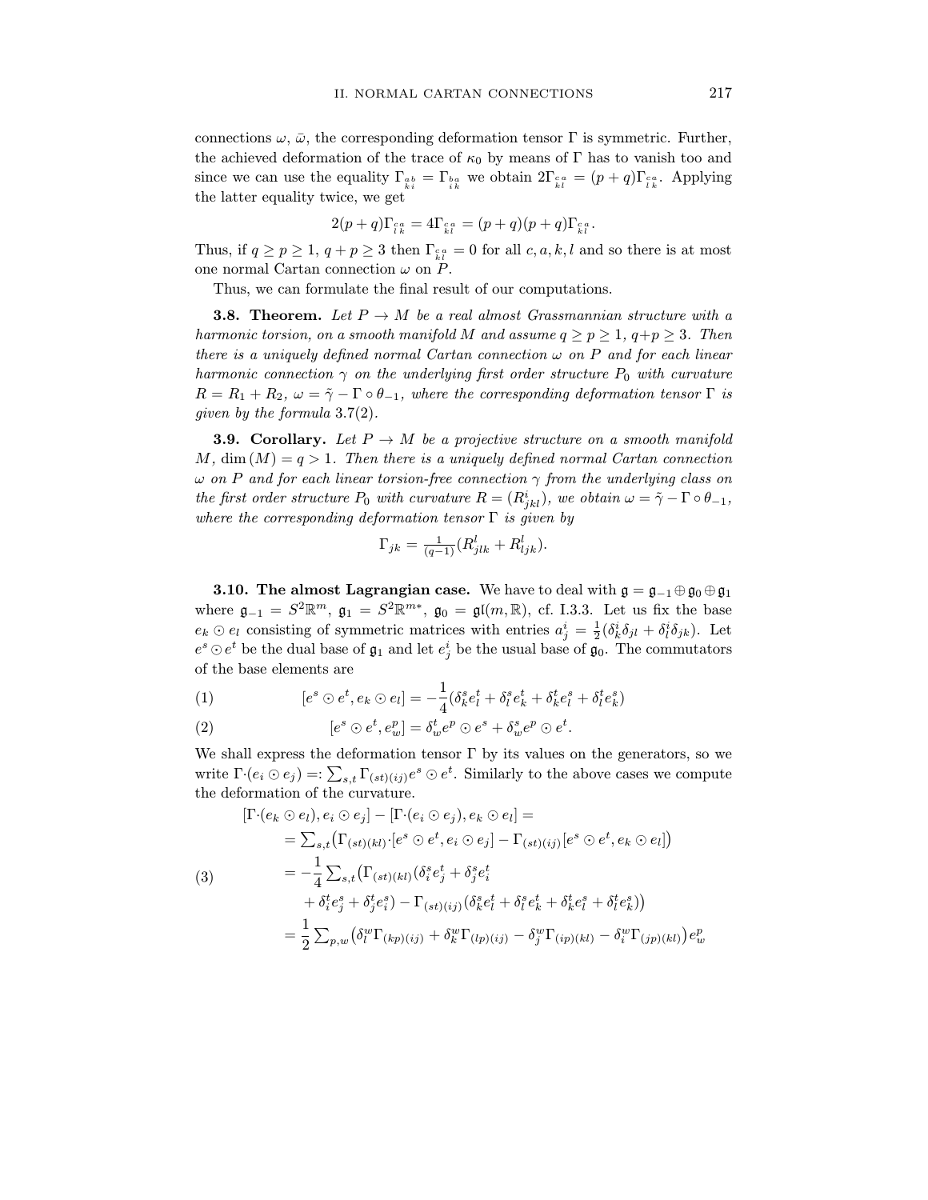connections $\omega$, $\bar{\omega}$, the corresponding deformation tensor $\Gamma$ is symmetric. Further, the achieved deformation of the trace of $\kappa_0$ by means of $\Gamma$ has to vanish too and since we can use the equality $\Gamma_{\substack{a\,b\\k\,i}} = \Gamma_{\substack{b\,a\\i\,k}}$ we obtain $2\Gamma_{\substack{c\,a\\k\,l}} = (p+q)\Gamma_{\substack{c\,a\\l\,k}}$. Applying the latter equality twice, we get

$$2(p+q)\Gamma_{\substack{c\,a\\l\,k}} = 4\Gamma_{\substack{c\,a\\k\,l}} = (p+q)(p+q)\Gamma_{\substack{c\,a\\k\,l}}.$$

Thus, if $q \geq p \geq 1$, $q+p \geq 3$ then $\Gamma_{\substack{c\,a\\k\,l}} = 0$ for all $c, a, k, l$ and so there is at most one normal Cartan connection $\omega$ on $P$.

Thus, we can formulate the final result of our computations.

**3.8. Theorem.** *Let $P \to M$ be a real almost Grassmannian structure with a harmonic torsion, on a smooth manifold $M$ and assume $q \geq p \geq 1$, $q+p \geq 3$. Then there is a uniquely defined normal Cartan connection $\omega$ on $P$ and for each linear harmonic connection $\gamma$ on the underlying first order structure $P_0$ with curvature $R = R_1 + R_2$, $\omega = \tilde{\gamma} - \Gamma \circ \theta_{-1}$, where the corresponding deformation tensor $\Gamma$ is given by the formula* 3.7(2).

**3.9. Corollary.** *Let $P \to M$ be a projective structure on a smooth manifold $M$, $\dim(M) = q > 1$. Then there is a uniquely defined normal Cartan connection $\omega$ on $P$ and for each linear torsion-free connection $\gamma$ from the underlying class on the first order structure $P_0$ with curvature $R = (R^i_{jkl})$, we obtain $\omega = \tilde{\gamma} - \Gamma \circ \theta_{-1}$, where the corresponding deformation tensor $\Gamma$ is given by*

$$\Gamma_{jk} = \tfrac{1}{(q-1)}(R^l_{jlk} + R^l_{ljk}).$$

**3.10. The almost Lagrangian case.** We have to deal with $\mathfrak{g} = \mathfrak{g}_{-1} \oplus \mathfrak{g}_0 \oplus \mathfrak{g}_1$ where $\mathfrak{g}_{-1} = S^2\mathbb{R}^m$, $\mathfrak{g}_1 = S^2\mathbb{R}^{m*}$, $\mathfrak{g}_0 = \mathfrak{gl}(m, \mathbb{R})$, cf. I.3.3. Let us fix the base $e_k \odot e_l$ consisting of symmetric matrices with entries $a^i_j = \frac{1}{2}(\delta^i_k \delta_{jl} + \delta^i_l \delta_{jk})$. Let $e^s \odot e^t$ be the dual base of $\mathfrak{g}_1$ and let $e^i_j$ be the usual base of $\mathfrak{g}_0$. The commutators of the base elements are

$$[e^s \odot e^t, e_k \odot e_l] = -\frac{1}{4}(\delta^s_k e^t_l + \delta^s_l e^t_k + \delta^t_k e^s_l + \delta^t_l e^s_k) \tag{1}$$

$$[e^s \odot e^t, e^p_w] = \delta^t_w e^p \odot e^s + \delta^s_w e^p \odot e^t. \tag{2}$$

We shall express the deformation tensor $\Gamma$ by its values on the generators, so we write $\Gamma{\cdot}(e_i \odot e_j) =: \sum_{s,t} \Gamma_{(st)(ij)} e^s \odot e^t$. Similarly to the above cases we compute the deformation of the curvature.

$$\begin{aligned}
&[\Gamma{\cdot}(e_k \odot e_l), e_i \odot e_j] - [\Gamma{\cdot}(e_i \odot e_j), e_k \odot e_l] = \\
&\quad = \textstyle\sum_{s,t} \big(\Gamma_{(st)(kl)}{\cdot}[e^s \odot e^t, e_i \odot e_j] - \Gamma_{(st)(ij)}[e^s \odot e^t, e_k \odot e_l]\big) \\
&\quad = -\frac{1}{4} \textstyle\sum_{s,t} \big(\Gamma_{(st)(kl)}(\delta^s_i e^t_j + \delta^s_j e^t_i \\
&\qquad + \delta^t_i e^s_j + \delta^t_j e^s_i) - \Gamma_{(st)(ij)}(\delta^s_k e^t_l + \delta^s_l e^t_k + \delta^t_k e^s_l + \delta^t_l e^s_k)\big) \\
&\quad = \frac{1}{2} \textstyle\sum_{p,w} \big(\delta^w_l \Gamma_{(kp)(ij)} + \delta^w_k \Gamma_{(lp)(ij)} - \delta^w_j \Gamma_{(ip)(kl)} - \delta^w_i \Gamma_{(jp)(kl)}\big) e^p_w
\end{aligned} \tag{3}$$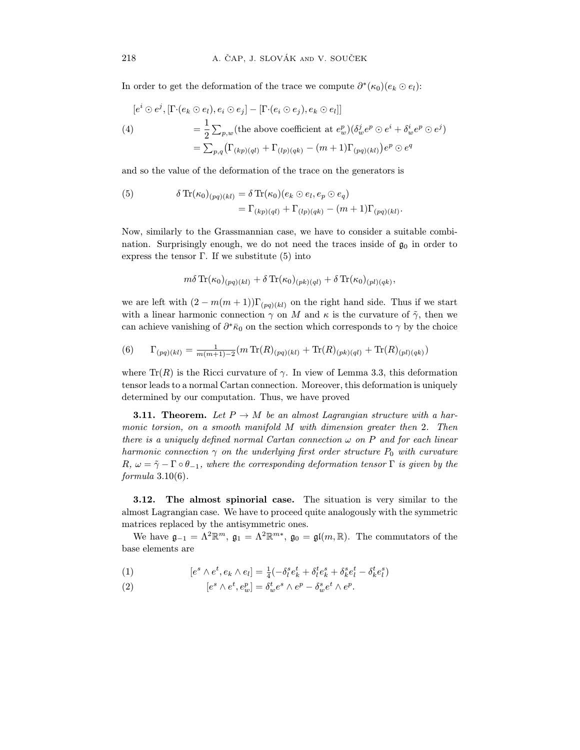In order to get the deformation of the trace we compute $\partial^*(\kappa_0)(e_k \odot e_l)$:

$$
\begin{aligned}
&[e^i \odot e^j, [\Gamma{\cdot}(e_k \odot e_l), e_i \odot e_j] - [\Gamma{\cdot}(e_i \odot e_j), e_k \odot e_l]] \\
&\qquad = \frac{1}{2} \textstyle\sum_{p,w} (\text{the above coefficient at } e^p_w)(\delta^j_w e^p \odot e^i + \delta^i_w e^p \odot e^j) \qquad (4)\\
&\qquad = \textstyle\sum_{p,q} \big(\Gamma_{(kp)(ql)} + \Gamma_{(lp)(qk)} - (m+1)\Gamma_{(pq)(kl)}\big) e^p \odot e^q
\end{aligned}
$$

and so the value of the deformation of the trace on the generators is

$$
\begin{aligned}
\delta \operatorname{Tr}(\kappa_0)_{(pq)(kl)} &= \delta \operatorname{Tr}(\kappa_0)(e_k \odot e_l, e_p \odot e_q) \qquad (5)\\
&= \Gamma_{(kp)(ql)} + \Gamma_{(lp)(qk)} - (m+1)\Gamma_{(pq)(kl)}.
\end{aligned}
$$

Now, similarly to the Grassmannian case, we have to consider a suitable combination. Surprisingly enough, we do not need the traces inside of $\mathfrak{g}_0$ in order to express the tensor $\Gamma$. If we substitute (5) into

$$
m\delta \operatorname{Tr}(\kappa_0)_{(pq)(kl)} + \delta \operatorname{Tr}(\kappa_0)_{(pk)(ql)} + \delta \operatorname{Tr}(\kappa_0)_{(pl)(qk)},
$$

we are left with $(2 - m(m+1))\Gamma_{(pq)(kl)}$ on the right hand side. Thus if we start with a linear harmonic connection $\gamma$ on $M$ and $\kappa$ is the curvature of $\tilde{\gamma}$, then we can achieve vanishing of $\partial^* \bar{\kappa}_0$ on the section which corresponds to $\gamma$ by the choice

$$
\Gamma_{(pq)(kl)} = \tfrac{1}{m(m+1)-2}\big(m \operatorname{Tr}(R)_{(pq)(kl)} + \operatorname{Tr}(R)_{(pk)(ql)} + \operatorname{Tr}(R)_{(pl)(qk)}\big) \qquad (6)
$$

where $\operatorname{Tr}(R)$ is the Ricci curvature of $\gamma$. In view of Lemma 3.3, this deformation tensor leads to a normal Cartan connection. Moreover, this deformation is uniquely determined by our computation. Thus, we have proved

**3.11. Theorem.** *Let $P \to M$ be an almost Lagrangian structure with a harmonic torsion, on a smooth manifold $M$ with dimension greater then 2. Then there is a uniquely defined normal Cartan connection $\omega$ on $P$ and for each linear harmonic connection $\gamma$ on the underlying first order structure $P_0$ with curvature $R$, $\omega = \tilde{\gamma} - \Gamma \circ \theta_{-1}$, where the corresponding deformation tensor $\Gamma$ is given by the formula* 3.10(6).

**3.12. The almost spinorial case.** The situation is very similar to the almost Lagrangian case. We have to proceed quite analogously with the symmetric matrices replaced by the antisymmetric ones.

We have $\mathfrak{g}_{-1} = \Lambda^2\mathbb{R}^m$, $\mathfrak{g}_1 = \Lambda^2\mathbb{R}^{m*}$, $\mathfrak{g}_0 = \mathfrak{gl}(m, \mathbb{R})$. The commutators of the base elements are

$$
[e^s \wedge e^t, e_k \wedge e_l] = \tfrac{1}{4}(-\delta^s_l e^t_k + \delta^t_l e^s_k + \delta^s_k e^t_l - \delta^t_k e^s_l) \qquad (1)
$$

$$
[e^s \wedge e^t, e^p_w] = \delta^t_w e^s \wedge e^p - \delta^s_w e^t \wedge e^p. \qquad (2)
$$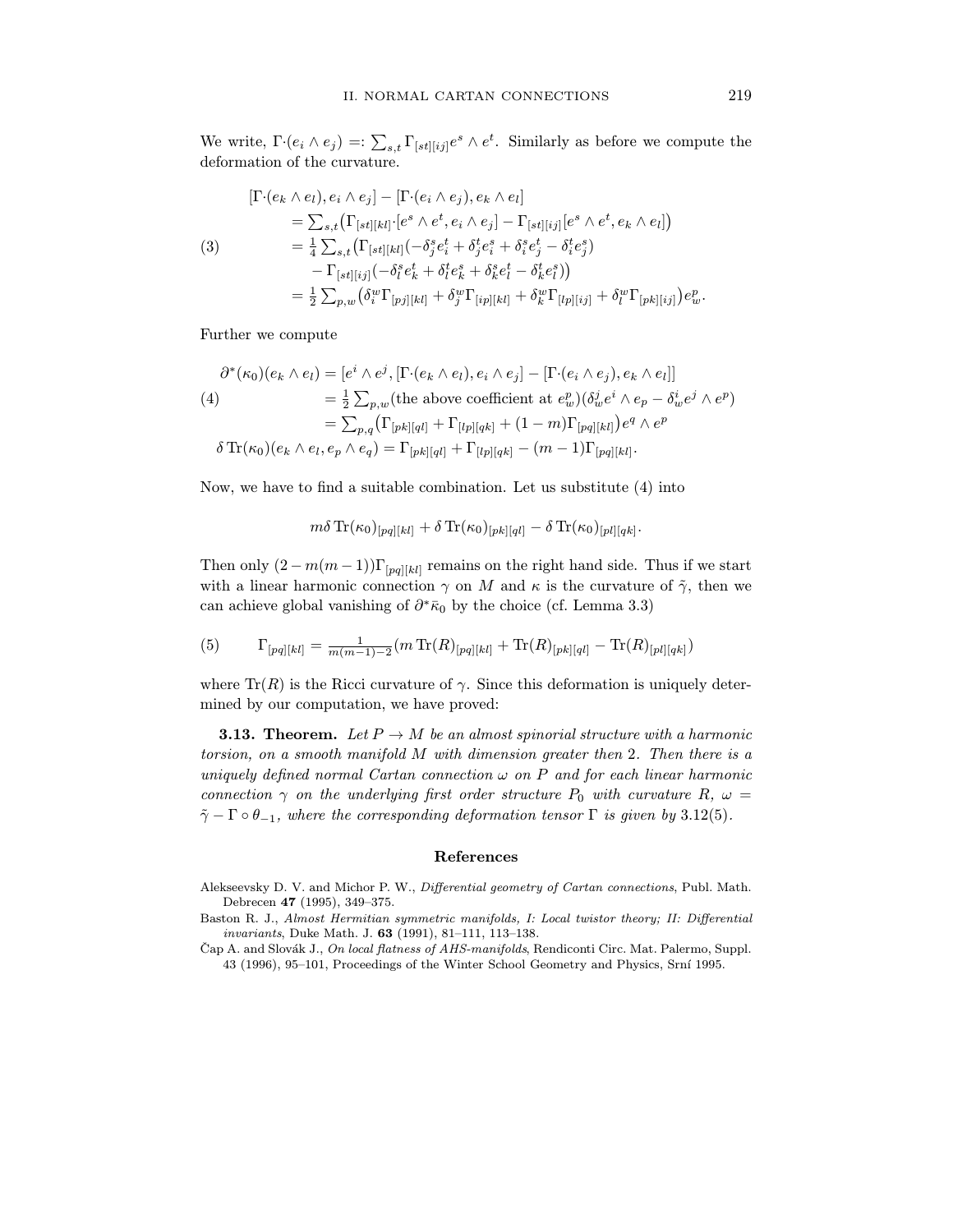We write, $\Gamma\cdot(e_i \wedge e_j) =: \sum_{s,t} \Gamma_{[st][ij]} e^s \wedge e^t$. Similarly as before we compute the deformation of the curvature.

$$
\begin{aligned}
&[\Gamma\cdot(e_k \wedge e_l), e_i \wedge e_j] - [\Gamma\cdot(e_i \wedge e_j), e_k \wedge e_l] \\
&\qquad = \textstyle\sum_{s,t}\big(\Gamma_{[st][kl]}\cdot[e^s \wedge e^t, e_i \wedge e_j] - \Gamma_{[st][ij]}[e^s \wedge e^t, e_k \wedge e_l]\big) \\
(3) \qquad &\qquad = \tfrac{1}{4}\textstyle\sum_{s,t}\big(\Gamma_{[st][kl]}(-\delta^s_j e^t_i + \delta^t_j e^s_i + \delta^s_i e^t_j - \delta^t_i e^s_j) \\
&\qquad\quad - \Gamma_{[st][ij]}(-\delta^s_l e^t_k + \delta^t_l e^s_k + \delta^s_k e^t_l - \delta^t_k e^s_l)\big) \\
&\qquad = \tfrac{1}{2}\textstyle\sum_{p,w}\big(\delta^w_i \Gamma_{[pj][kl]} + \delta^w_j \Gamma_{[ip][kl]} + \delta^w_k \Gamma_{[lp][ij]} + \delta^w_l \Gamma_{[pk][ij]}\big) e^p_w.
\end{aligned}
$$

Further we compute

$$
\begin{aligned}
\partial^*(\kappa_0)(e_k \wedge e_l) &= [e^i \wedge e^j, [\Gamma\cdot(e_k \wedge e_l), e_i \wedge e_j] - [\Gamma\cdot(e_i \wedge e_j), e_k \wedge e_l]] \\
(4) \qquad &= \tfrac{1}{2}\textstyle\sum_{p,w}(\text{the above coefficient at } e^p_w)(\delta^j_w e^i \wedge e_p - \delta^i_w e^j \wedge e^p) \\
&= \textstyle\sum_{p,q}\big(\Gamma_{[pk][ql]} + \Gamma_{[lp][qk]} + (1-m)\Gamma_{[pq][kl]}\big) e^q \wedge e^p \\
\delta \operatorname{Tr}(\kappa_0)(e_k \wedge e_l, e_p \wedge e_q) &= \Gamma_{[pk][ql]} + \Gamma_{[lp][qk]} - (m-1)\Gamma_{[pq][kl]}.
\end{aligned}
$$

Now, we have to find a suitable combination. Let us substitute (4) into

$$
m\delta \operatorname{Tr}(\kappa_0)_{[pq][kl]} + \delta \operatorname{Tr}(\kappa_0)_{[pk][ql]} - \delta \operatorname{Tr}(\kappa_0)_{[pl][qk]}.
$$

Then only $(2 - m(m-1))\Gamma_{[pq][kl]}$ remains on the right hand side. Thus if we start with a linear harmonic connection $\gamma$ on $M$ and $\kappa$ is the curvature of $\tilde{\gamma}$, then we can achieve global vanishing of $\partial^*\bar{\kappa}_0$ by the choice (cf. Lemma 3.3)

$$
(5) \qquad \Gamma_{[pq][kl]} = \tfrac{1}{m(m-1)-2}(m \operatorname{Tr}(R)_{[pq][kl]} + \operatorname{Tr}(R)_{[pk][ql]} - \operatorname{Tr}(R)_{[pl][qk]})
$$

where $\operatorname{Tr}(R)$ is the Ricci curvature of $\gamma$. Since this deformation is uniquely determined by our computation, we have proved:

**3.13. Theorem.** *Let $P \to M$ be an almost spinorial structure with a harmonic torsion, on a smooth manifold $M$ with dimension greater then 2. Then there is a uniquely defined normal Cartan connection $\omega$ on $P$ and for each linear harmonic connection $\gamma$ on the underlying first order structure $P_0$ with curvature $R$, $\omega = \tilde{\gamma} - \Gamma \circ \theta_{-1}$, where the corresponding deformation tensor $\Gamma$ is given by* 3.12(5).

## References

Alekseevsky D. V. and Michor P. W., *Differential geometry of Cartan connections*, Publ. Math. Debrecen **47** (1995), 349–375.

Baston R. J., *Almost Hermitian symmetric manifolds, I: Local twistor theory; II: Differential invariants*, Duke Math. J. **63** (1991), 81–111, 113–138.

Čap A. and Slovák J., *On local flatness of AHS-manifolds*, Rendiconti Circ. Mat. Palermo, Suppl. 43 (1996), 95–101, Proceedings of the Winter School Geometry and Physics, Srní 1995.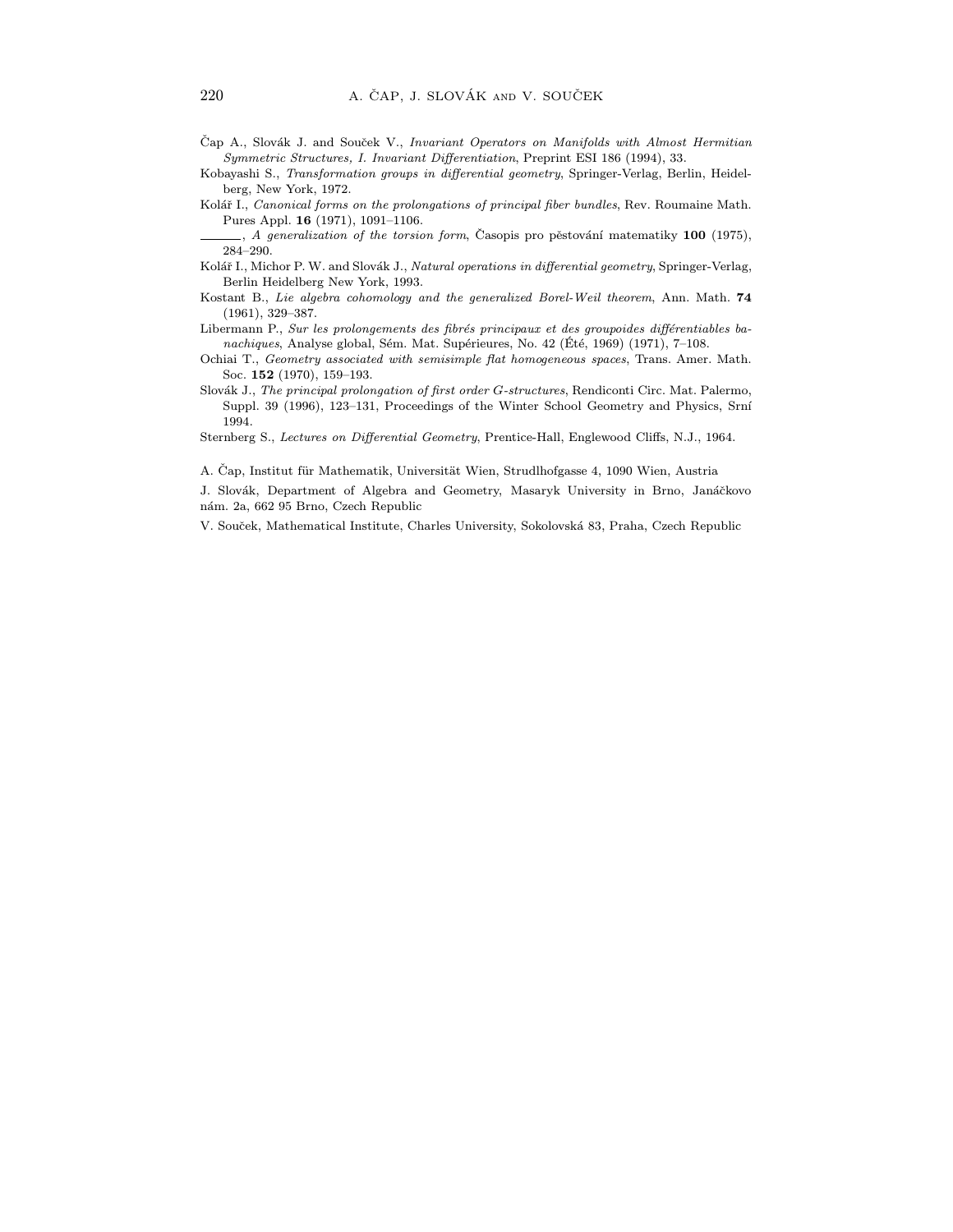Čap A., Slovák J. and Souček V., *Invariant Operators on Manifolds with Almost Hermitian Symmetric Structures, I. Invariant Differentiation*, Preprint ESI 186 (1994), 33.

Kobayashi S., *Transformation groups in differential geometry*, Springer-Verlag, Berlin, Heidelberg, New York, 1972.

Kolář I., *Canonical forms on the prolongations of principal fiber bundles*, Rev. Roumaine Math. Pures Appl. **16** (1971), 1091–1106.

\_\_\_\_\_\_, *A generalization of the torsion form*, Časopis pro pěstování matematiky **100** (1975), 284–290.

Kolář I., Michor P. W. and Slovák J., *Natural operations in differential geometry*, Springer-Verlag, Berlin Heidelberg New York, 1993.

Kostant B., *Lie algebra cohomology and the generalized Borel-Weil theorem*, Ann. Math. **74** (1961), 329–387.

Libermann P., *Sur les prolongements des fibrés principaux et des groupoides différentiables banachiques*, Analyse global, Sém. Mat. Supérieures, No. 42 (Été, 1969) (1971), 7–108.

Ochiai T., *Geometry associated with semisimple flat homogeneous spaces*, Trans. Amer. Math. Soc. **152** (1970), 159–193.

Slovák J., *The principal prolongation of first order G-structures*, Rendiconti Circ. Mat. Palermo, Suppl. 39 (1996), 123–131, Proceedings of the Winter School Geometry and Physics, Srní 1994.

Sternberg S., *Lectures on Differential Geometry*, Prentice-Hall, Englewood Cliffs, N.J., 1964.

A. Čap, Institut für Mathematik, Universität Wien, Strudlhofgasse 4, 1090 Wien, Austria

J. Slovák, Department of Algebra and Geometry, Masaryk University in Brno, Janáčkovo nám. 2a, 662 95 Brno, Czech Republic

V. Souček, Mathematical Institute, Charles University, Sokolovská 83, Praha, Czech Republic